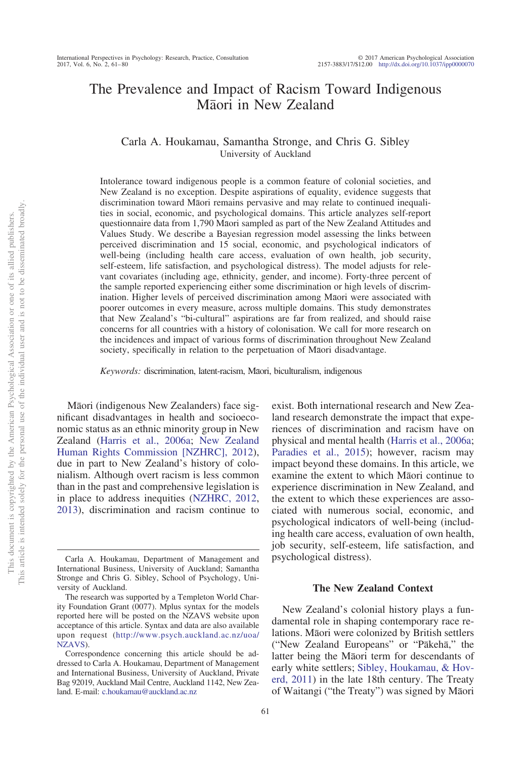# The Prevalence and Impact of Racism Toward Indigenous Māori in New Zealand

Carla A. Houkamau, Samantha Stronge, and Chris G. Sibley
University of Auckland

Intolerance toward indigenous people is a common feature of colonial societies, and New Zealand is no exception. Despite aspirations of equality, evidence suggests that discrimination toward Māori remains pervasive and may relate to continued inequalities in social, economic, and psychological domains. This article analyzes self-report questionnaire data from 1,790 Māori sampled as part of the New Zealand Attitudes and Values Study. We describe a Bayesian regression model assessing the links between perceived discrimination and 15 social, economic, and psychological indicators of well-being (including health care access, evaluation of own health, job security, self-esteem, life satisfaction, and psychological distress). The model adjusts for relevant covariates (including age, ethnicity, gender, and income). Forty-three percent of the sample reported experiencing either some discrimination or high levels of discrimination. Higher levels of perceived discrimination among Māori were associated with poorer outcomes in every measure, across multiple domains. This study demonstrates that New Zealand's "bi-cultural" aspirations are far from realized, and should raise concerns for all countries with a history of colonisation. We call for more research on the incidences and impact of various forms of discrimination throughout New Zealand society, specifically in relation to the perpetuation of Māori disadvantage.

*Keywords:* discrimination, latent-racism, Māori, biculturalism, indigenous

Māori (indigenous New Zealanders) face significant disadvantages in health and socioeconomic status as an ethnic minority group in New Zealand (Harris et al., 2006a; New Zealand Human Rights Commission [NZHRC], 2012), due in part to New Zealand's history of colonialism. Although overt racism is less common than in the past and comprehensive legislation is in place to address inequities (NZHRC, 2012, 2013), discrimination and racism continue to exist. Both international research and New Zealand research demonstrate the impact that experiences of discrimination and racism have on physical and mental health (Harris et al., 2006a; Paradies et al., 2015); however, racism may impact beyond these domains. In this article, we examine the extent to which Māori continue to experience discrimination in New Zealand, and the extent to which these experiences are associated with numerous social, economic, and psychological indicators of well-being (including health care access, evaluation of own health, job security, self-esteem, life satisfaction, and psychological distress).

## The New Zealand Context

New Zealand's colonial history plays a fundamental role in shaping contemporary race relations. Māori were colonized by British settlers ("New Zealand Europeans" or "Pākehā," the latter being the Māori term for descendants of early white settlers; Sibley, Houkamau, & Hoverd, 2011) in the late 18th century. The Treaty of Waitangi ("the Treaty") was signed by Māori

---

Carla A. Houkamau, Department of Management and International Business, University of Auckland; Samantha Stronge and Chris G. Sibley, School of Psychology, University of Auckland.

The research was supported by a Templeton World Charity Foundation Grant (0077). Mplus syntax for the models reported here will be posted on the NZAVS website upon acceptance of this article. Syntax and data are also available upon request (http://www.psych.auckland.ac.nz/uoa/NZAVS).

Correspondence concerning this article should be addressed to Carla A. Houkamau, Department of Management and International Business, University of Auckland, Private Bag 92019, Auckland Mail Centre, Auckland 1142, New Zealand. E-mail: c.houkamau@auckland.ac.nz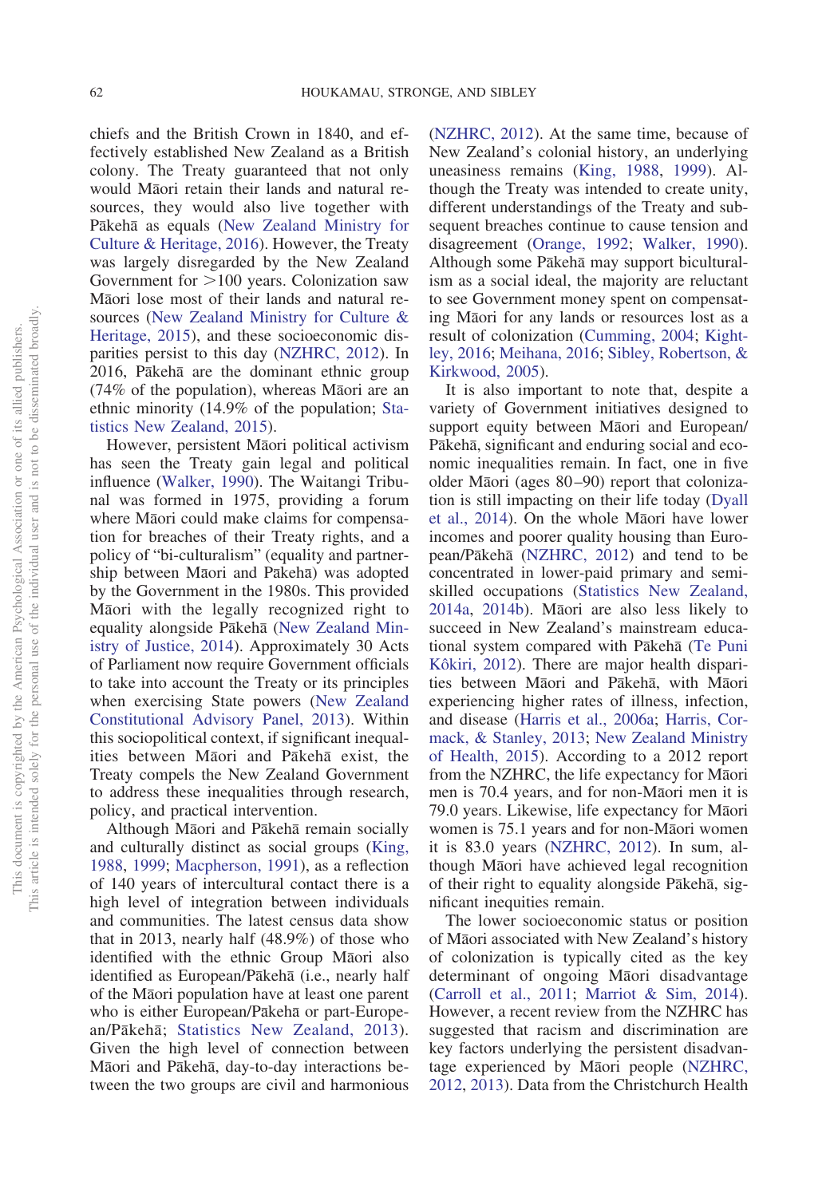chiefs and the British Crown in 1840, and effectively established New Zealand as a British colony. The Treaty guaranteed that not only would Māori retain their lands and natural resources, they would also live together with Pākehā as equals (New Zealand Ministry for Culture & Heritage, 2016). However, the Treaty was largely disregarded by the New Zealand Government for >100 years. Colonization saw Māori lose most of their lands and natural resources (New Zealand Ministry for Culture & Heritage, 2015), and these socioeconomic disparities persist to this day (NZHRC, 2012). In 2016, Pākehā are the dominant ethnic group (74% of the population), whereas Māori are an ethnic minority (14.9% of the population; Statistics New Zealand, 2015).

However, persistent Māori political activism has seen the Treaty gain legal and political influence (Walker, 1990). The Waitangi Tribunal was formed in 1975, providing a forum where Māori could make claims for compensation for breaches of their Treaty rights, and a policy of "bi-culturalism" (equality and partnership between Māori and Pākehā) was adopted by the Government in the 1980s. This provided Māori with the legally recognized right to equality alongside Pākehā (New Zealand Ministry of Justice, 2014). Approximately 30 Acts of Parliament now require Government officials to take into account the Treaty or its principles when exercising State powers (New Zealand Constitutional Advisory Panel, 2013). Within this sociopolitical context, if significant inequalities between Māori and Pākehā exist, the Treaty compels the New Zealand Government to address these inequalities through research, policy, and practical intervention.

Although Māori and Pākehā remain socially and culturally distinct as social groups (King, 1988, 1999; Macpherson, 1991), as a reflection of 140 years of intercultural contact there is a high level of integration between individuals and communities. The latest census data show that in 2013, nearly half (48.9%) of those who identified with the ethnic Group Māori also identified as European/Pākehā (i.e., nearly half of the Māori population have at least one parent who is either European/Pākehā or part-European/Pākehā; Statistics New Zealand, 2013). Given the high level of connection between Māori and Pākehā, day-to-day interactions between the two groups are civil and harmonious (NZHRC, 2012). At the same time, because of New Zealand's colonial history, an underlying uneasiness remains (King, 1988, 1999). Although the Treaty was intended to create unity, different understandings of the Treaty and subsequent breaches continue to cause tension and disagreement (Orange, 1992; Walker, 1990). Although some Pākehā may support biculturalism as a social ideal, the majority are reluctant to see Government money spent on compensating Māori for any lands or resources lost as a result of colonization (Cumming, 2004; Kightley, 2016; Meihana, 2016; Sibley, Robertson, & Kirkwood, 2005).

It is also important to note that, despite a variety of Government initiatives designed to support equity between Māori and European/Pākehā, significant and enduring social and economic inequalities remain. In fact, one in five older Māori (ages 80–90) report that colonization is still impacting on their life today (Dyall et al., 2014). On the whole Māori have lower incomes and poorer quality housing than European/Pākehā (NZHRC, 2012) and tend to be concentrated in lower-paid primary and semi-skilled occupations (Statistics New Zealand, 2014a, 2014b). Māori are also less likely to succeed in New Zealand's mainstream educational system compared with Pākehā (Te Puni Kôkiri, 2012). There are major health disparities between Māori and Pākehā, with Māori experiencing higher rates of illness, infection, and disease (Harris et al., 2006a; Harris, Cormack, & Stanley, 2013; New Zealand Ministry of Health, 2015). According to a 2012 report from the NZHRC, the life expectancy for Māori men is 70.4 years, and for non-Māori men it is 79.0 years. Likewise, life expectancy for Māori women is 75.1 years and for non-Māori women it is 83.0 years (NZHRC, 2012). In sum, although Māori have achieved legal recognition of their right to equality alongside Pākehā, significant inequities remain.

The lower socioeconomic status or position of Māori associated with New Zealand's history of colonization is typically cited as the key determinant of ongoing Māori disadvantage (Carroll et al., 2011; Marriot & Sim, 2014). However, a recent review from the NZHRC has suggested that racism and discrimination are key factors underlying the persistent disadvantage experienced by Māori people (NZHRC, 2012, 2013). Data from the Christchurch Health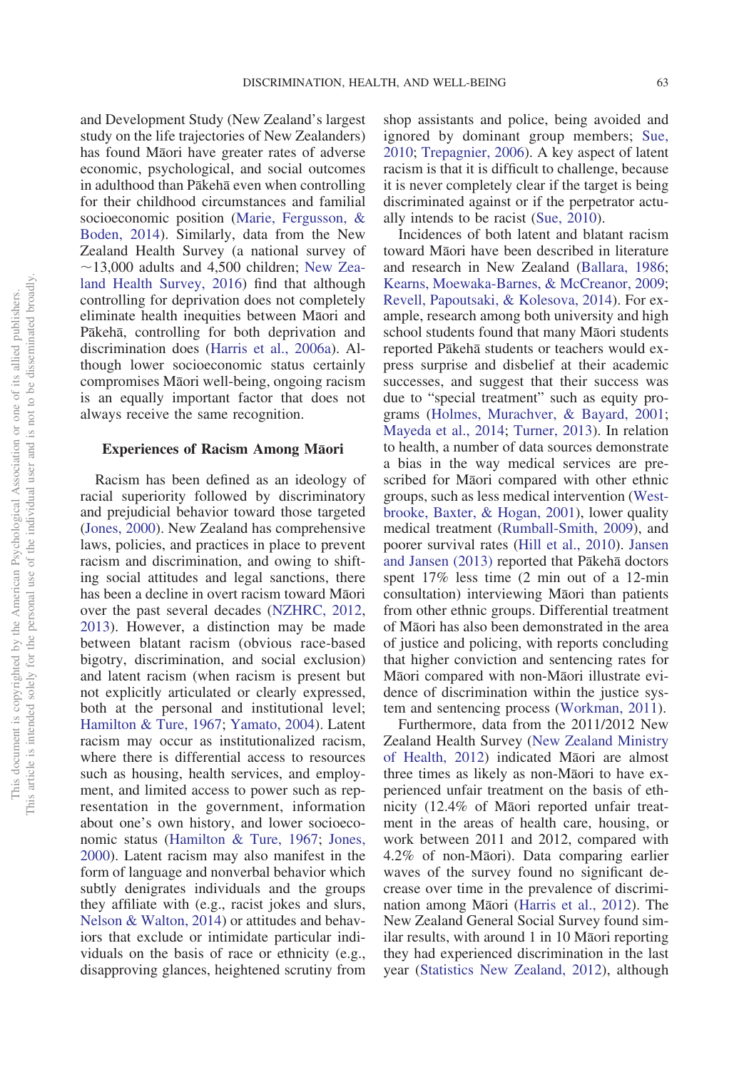and Development Study (New Zealand's largest study on the life trajectories of New Zealanders) has found Māori have greater rates of adverse economic, psychological, and social outcomes in adulthood than Pākehā even when controlling for their childhood circumstances and familial socioeconomic position (Marie, Fergusson, & Boden, 2014). Similarly, data from the New Zealand Health Survey (a national survey of ~13,000 adults and 4,500 children; New Zealand Health Survey, 2016) find that although controlling for deprivation does not completely eliminate health inequities between Māori and Pākehā, controlling for both deprivation and discrimination does (Harris et al., 2006a). Although lower socioeconomic status certainly compromises Māori well-being, ongoing racism is an equally important factor that does not always receive the same recognition.

### Experiences of Racism Among Māori

Racism has been defined as an ideology of racial superiority followed by discriminatory and prejudicial behavior toward those targeted (Jones, 2000). New Zealand has comprehensive laws, policies, and practices in place to prevent racism and discrimination, and owing to shifting social attitudes and legal sanctions, there has been a decline in overt racism toward Māori over the past several decades (NZHRC, 2012, 2013). However, a distinction may be made between blatant racism (obvious race-based bigotry, discrimination, and social exclusion) and latent racism (when racism is present but not explicitly articulated or clearly expressed, both at the personal and institutional level; Hamilton & Ture, 1967; Yamato, 2004). Latent racism may occur as institutionalized racism, where there is differential access to resources such as housing, health services, and employment, and limited access to power such as representation in the government, information about one's own history, and lower socioeconomic status (Hamilton & Ture, 1967; Jones, 2000). Latent racism may also manifest in the form of language and nonverbal behavior which subtly denigrates individuals and the groups they affiliate with (e.g., racist jokes and slurs, Nelson & Walton, 2014) or attitudes and behaviors that exclude or intimidate particular individuals on the basis of race or ethnicity (e.g., disapproving glances, heightened scrutiny from shop assistants and police, being avoided and ignored by dominant group members; Sue, 2010; Trepagnier, 2006). A key aspect of latent racism is that it is difficult to challenge, because it is never completely clear if the target is being discriminated against or if the perpetrator actually intends to be racist (Sue, 2010).

Incidences of both latent and blatant racism toward Māori have been described in literature and research in New Zealand (Ballara, 1986; Kearns, Moewaka-Barnes, & McCreanor, 2009; Revell, Papoutsaki, & Kolesova, 2014). For example, research among both university and high school students found that many Māori students reported Pākehā students or teachers would express surprise and disbelief at their academic successes, and suggest that their success was due to "special treatment" such as equity programs (Holmes, Murachver, & Bayard, 2001; Mayeda et al., 2014; Turner, 2013). In relation to health, a number of data sources demonstrate a bias in the way medical services are prescribed for Māori compared with other ethnic groups, such as less medical intervention (Westbrooke, Baxter, & Hogan, 2001), lower quality medical treatment (Rumball-Smith, 2009), and poorer survival rates (Hill et al., 2010). Jansen and Jansen (2013) reported that Pākehā doctors spent 17% less time (2 min out of a 12-min consultation) interviewing Māori than patients from other ethnic groups. Differential treatment of Māori has also been demonstrated in the area of justice and policing, with reports concluding that higher conviction and sentencing rates for Māori compared with non-Māori illustrate evidence of discrimination within the justice system and sentencing process (Workman, 2011).

Furthermore, data from the 2011/2012 New Zealand Health Survey (New Zealand Ministry of Health, 2012) indicated Māori are almost three times as likely as non-Māori to have experienced unfair treatment on the basis of ethnicity (12.4% of Māori reported unfair treatment in the areas of health care, housing, or work between 2011 and 2012, compared with 4.2% of non-Māori). Data comparing earlier waves of the survey found no significant decrease over time in the prevalence of discrimination among Māori (Harris et al., 2012). The New Zealand General Social Survey found similar results, with around 1 in 10 Māori reporting they had experienced discrimination in the last year (Statistics New Zealand, 2012), although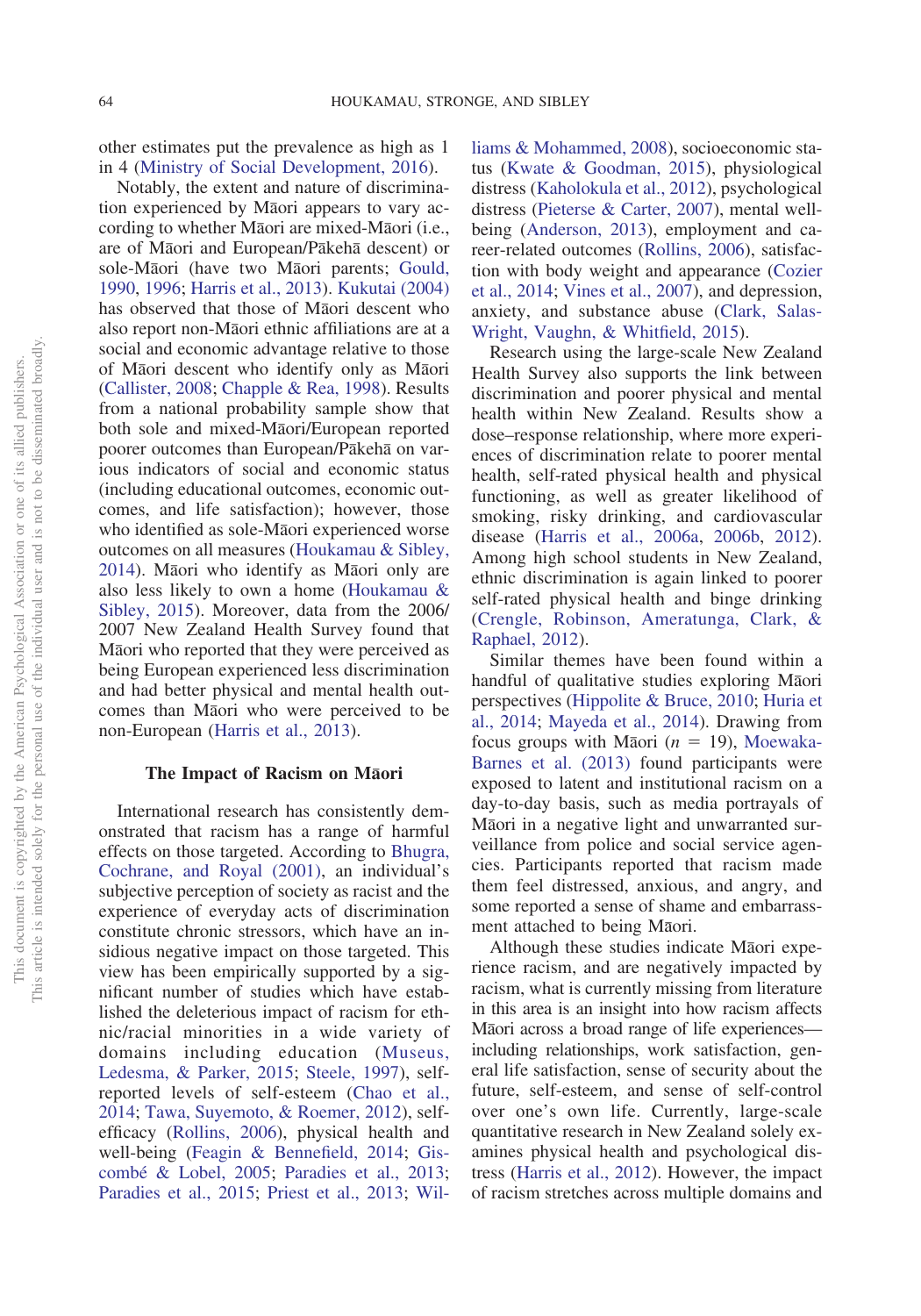other estimates put the prevalence as high as 1 in 4 (Ministry of Social Development, 2016).

Notably, the extent and nature of discrimination experienced by Māori appears to vary according to whether Māori are mixed-Māori (i.e., are of Māori and European/Pākehā descent) or sole-Māori (have two Māori parents; Gould, 1990, 1996; Harris et al., 2013). Kukutai (2004) has observed that those of Māori descent who also report non-Māori ethnic affiliations are at a social and economic advantage relative to those of Māori descent who identify only as Māori (Callister, 2008; Chapple & Rea, 1998). Results from a national probability sample show that both sole and mixed-Māori/European reported poorer outcomes than European/Pākehā on various indicators of social and economic status (including educational outcomes, economic outcomes, and life satisfaction); however, those who identified as sole-Māori experienced worse outcomes on all measures (Houkamau & Sibley, 2014). Māori who identify as Māori only are also less likely to own a home (Houkamau & Sibley, 2015). Moreover, data from the 2006/2007 New Zealand Health Survey found that Māori who reported that they were perceived as being European experienced less discrimination and had better physical and mental health outcomes than Māori who were perceived to be non-European (Harris et al., 2013).

### The Impact of Racism on Māori

International research has consistently demonstrated that racism has a range of harmful effects on those targeted. According to Bhugra, Cochrane, and Royal (2001), an individual's subjective perception of society as racist and the experience of everyday acts of discrimination constitute chronic stressors, which have an insidious negative impact on those targeted. This view has been empirically supported by a significant number of studies which have established the deleterious impact of racism for ethnic/racial minorities in a wide variety of domains including education (Museus, Ledesma, & Parker, 2015; Steele, 1997), self-reported levels of self-esteem (Chao et al., 2014; Tawa, Suyemoto, & Roemer, 2012), self-efficacy (Rollins, 2006), physical health and well-being (Feagin & Bennefield, 2014; Giscombé & Lobel, 2005; Paradies et al., 2013; Paradies et al., 2015; Priest et al., 2013; Williams & Mohammed, 2008), socioeconomic status (Kwate & Goodman, 2015), physiological distress (Kaholokula et al., 2012), psychological distress (Pieterse & Carter, 2007), mental well-being (Anderson, 2013), employment and career-related outcomes (Rollins, 2006), satisfaction with body weight and appearance (Cozier et al., 2014; Vines et al., 2007), and depression, anxiety, and substance abuse (Clark, Salas-Wright, Vaughn, & Whitfield, 2015).

Research using the large-scale New Zealand Health Survey also supports the link between discrimination and poorer physical and mental health within New Zealand. Results show a dose–response relationship, where more experiences of discrimination relate to poorer mental health, self-rated physical health and physical functioning, as well as greater likelihood of smoking, risky drinking, and cardiovascular disease (Harris et al., 2006a, 2006b, 2012). Among high school students in New Zealand, ethnic discrimination is again linked to poorer self-rated physical health and binge drinking (Crengle, Robinson, Ameratunga, Clark, & Raphael, 2012).

Similar themes have been found within a handful of qualitative studies exploring Māori perspectives (Hippolite & Bruce, 2010; Huria et al., 2014; Mayeda et al., 2014). Drawing from focus groups with Māori ($n$ = 19), Moewaka-Barnes et al. (2013) found participants were exposed to latent and institutional racism on a day-to-day basis, such as media portrayals of Māori in a negative light and unwarranted surveillance from police and social service agencies. Participants reported that racism made them feel distressed, anxious, and angry, and some reported a sense of shame and embarrassment attached to being Māori.

Although these studies indicate Māori experience racism, and are negatively impacted by racism, what is currently missing from literature in this area is an insight into how racism affects Māori across a broad range of life experiences—including relationships, work satisfaction, general life satisfaction, sense of security about the future, self-esteem, and sense of self-control over one's own life. Currently, large-scale quantitative research in New Zealand solely examines physical health and psychological distress (Harris et al., 2012). However, the impact of racism stretches across multiple domains and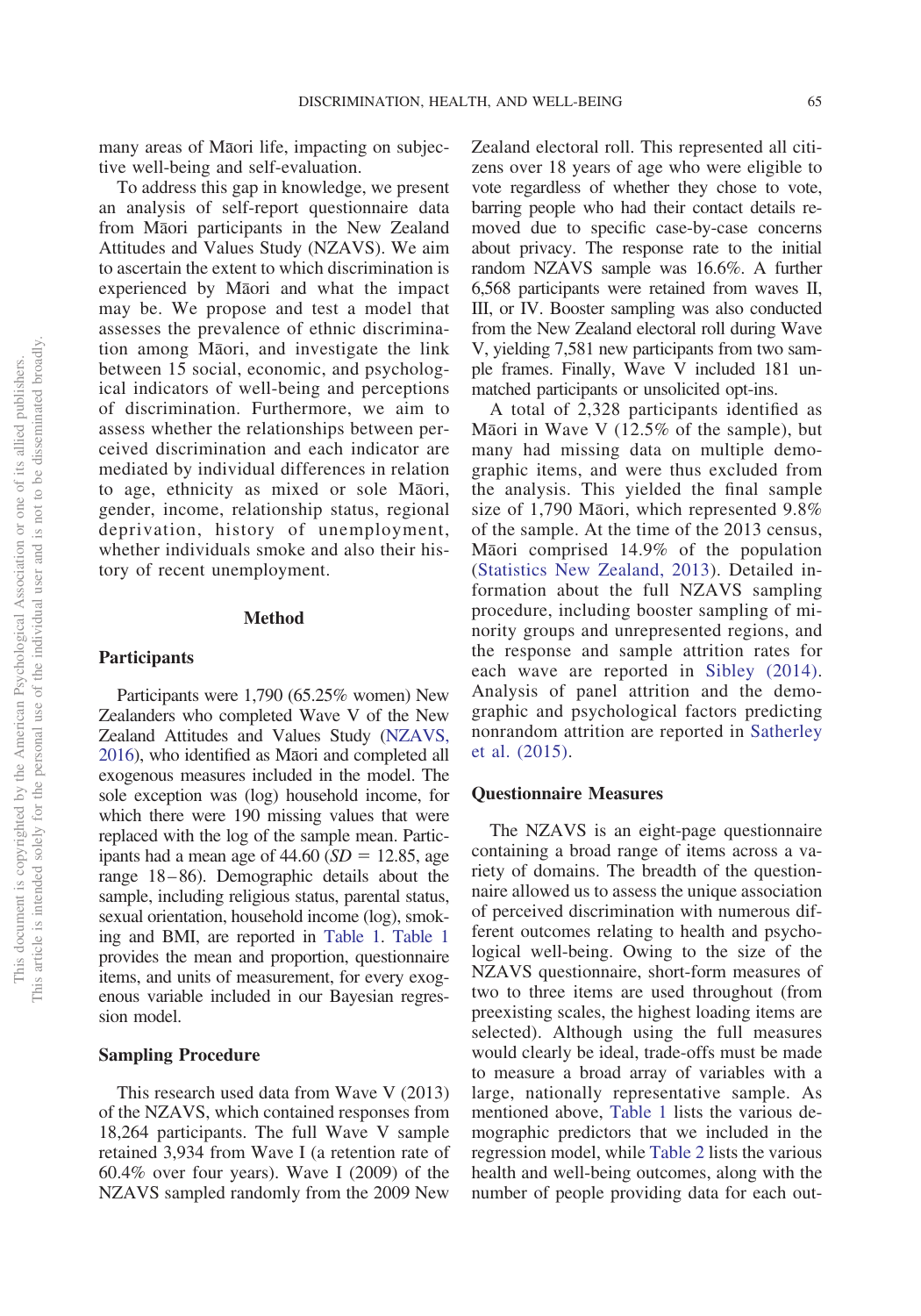many areas of Māori life, impacting on subjective well-being and self-evaluation.

To address this gap in knowledge, we present an analysis of self-report questionnaire data from Māori participants in the New Zealand Attitudes and Values Study (NZAVS). We aim to ascertain the extent to which discrimination is experienced by Māori and what the impact may be. We propose and test a model that assesses the prevalence of ethnic discrimination among Māori, and investigate the link between 15 social, economic, and psychological indicators of well-being and perceptions of discrimination. Furthermore, we aim to assess whether the relationships between perceived discrimination and each indicator are mediated by individual differences in relation to age, ethnicity as mixed or sole Māori, gender, income, relationship status, regional deprivation, history of unemployment, whether individuals smoke and also their history of recent unemployment.

## Method

### Participants

Participants were 1,790 (65.25% women) New Zealanders who completed Wave V of the New Zealand Attitudes and Values Study (NZAVS, 2016), who identified as Māori and completed all exogenous measures included in the model. The sole exception was (log) household income, for which there were 190 missing values that were replaced with the log of the sample mean. Participants had a mean age of 44.60 ($SD = 12.85$, age range 18–86). Demographic details about the sample, including religious status, parental status, sexual orientation, household income (log), smoking and BMI, are reported in Table 1. Table 1 provides the mean and proportion, questionnaire items, and units of measurement, for every exogenous variable included in our Bayesian regression model.

### Sampling Procedure

This research used data from Wave V (2013) of the NZAVS, which contained responses from 18,264 participants. The full Wave V sample retained 3,934 from Wave I (a retention rate of 60.4% over four years). Wave I (2009) of the NZAVS sampled randomly from the 2009 New Zealand electoral roll. This represented all citizens over 18 years of age who were eligible to vote regardless of whether they chose to vote, barring people who had their contact details removed due to specific case-by-case concerns about privacy. The response rate to the initial random NZAVS sample was 16.6%. A further 6,568 participants were retained from waves II, III, or IV. Booster sampling was also conducted from the New Zealand electoral roll during Wave V, yielding 7,581 new participants from two sample frames. Finally, Wave V included 181 unmatched participants or unsolicited opt-ins.

A total of 2,328 participants identified as Māori in Wave V (12.5% of the sample), but many had missing data on multiple demographic items, and were thus excluded from the analysis. This yielded the final sample size of 1,790 Māori, which represented 9.8% of the sample. At the time of the 2013 census, Māori comprised 14.9% of the population (Statistics New Zealand, 2013). Detailed information about the full NZAVS sampling procedure, including booster sampling of minority groups and unrepresented regions, and the response and sample attrition rates for each wave are reported in Sibley (2014). Analysis of panel attrition and the demographic and psychological factors predicting nonrandom attrition are reported in Satherley et al. (2015).

### Questionnaire Measures

The NZAVS is an eight-page questionnaire containing a broad range of items across a variety of domains. The breadth of the questionnaire allowed us to assess the unique association of perceived discrimination with numerous different outcomes relating to health and psychological well-being. Owing to the size of the NZAVS questionnaire, short-form measures of two to three items are used throughout (from preexisting scales, the highest loading items are selected). Although using the full measures would clearly be ideal, trade-offs must be made to measure a broad array of variables with a large, nationally representative sample. As mentioned above, Table 1 lists the various demographic predictors that we included in the regression model, while Table 2 lists the various health and well-being outcomes, along with the number of people providing data for each out-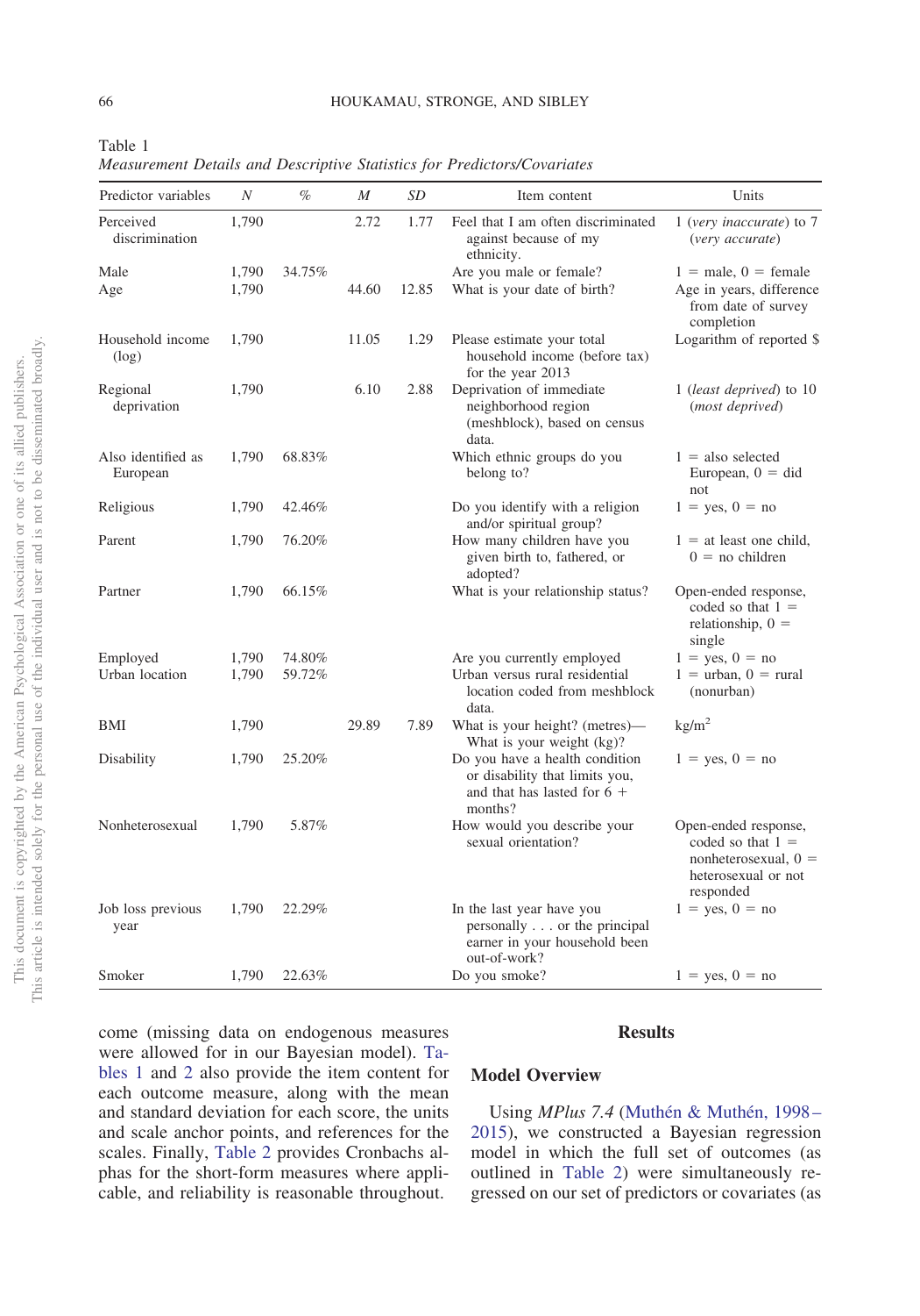Table 1
*Measurement Details and Descriptive Statistics for Predictors/Covariates*

| Predictor variables | *N* | % | *M* | *SD* | Item content | Units |
|---|---|---|---|---|---|---|
| Perceived discrimination | 1,790 | | 2.72 | 1.77 | Feel that I am often discriminated against because of my ethnicity. | 1 (*very inaccurate*) to 7 (*very accurate*) |
| Male | 1,790 | 34.75% | | | Are you male or female? | 1 = male, 0 = female |
| Age | 1,790 | | 44.60 | 12.85 | What is your date of birth? | Age in years, difference from date of survey completion |
| Household income (log) | 1,790 | | 11.05 | 1.29 | Please estimate your total household income (before tax) for the year 2013 | Logarithm of reported $ |
| Regional deprivation | 1,790 | | 6.10 | 2.88 | Deprivation of immediate neighborhood region (meshblock), based on census data. | 1 (*least deprived*) to 10 (*most deprived*) |
| Also identified as European | 1,790 | 68.83% | | | Which ethnic groups do you belong to? | 1 = also selected European, 0 = did not |
| Religious | 1,790 | 42.46% | | | Do you identify with a religion and/or spiritual group? | 1 = yes, 0 = no |
| Parent | 1,790 | 76.20% | | | How many children have you given birth to, fathered, or adopted? | 1 = at least one child, 0 = no children |
| Partner | 1,790 | 66.15% | | | What is your relationship status? | Open-ended response, coded so that 1 = relationship, 0 = single |
| Employed | 1,790 | 74.80% | | | Are you currently employed | 1 = yes, 0 = no |
| Urban location | 1,790 | 59.72% | | | Urban versus rural residential location coded from meshblock data. | 1 = urban, 0 = rural (nonurban) |
| BMI | 1,790 | | 29.89 | 7.89 | What is your height? (metres)—What is your weight (kg)? | kg/m$^2$ |
| Disability | 1,790 | 25.20% | | | Do you have a health condition or disability that limits you, and that has lasted for 6 + months? | 1 = yes, 0 = no |
| Nonheterosexual | 1,790 | 5.87% | | | How would you describe your sexual orientation? | Open-ended response, coded so that 1 = nonheterosexual, 0 = heterosexual or not responded |
| Job loss previous year | 1,790 | 22.29% | | | In the last year have you personally . . . or the principal earner in your household been out-of-work? | 1 = yes, 0 = no |
| Smoker | 1,790 | 22.63% | | | Do you smoke? | 1 = yes, 0 = no |

come (missing data on endogenous measures were allowed for in our Bayesian model). Tables 1 and 2 also provide the item content for each outcome measure, along with the mean and standard deviation for each score, the units and scale anchor points, and references for the scales. Finally, Table 2 provides Cronbachs alphas for the short-form measures where applicable, and reliability is reasonable throughout.

## Results

### Model Overview

Using *MPlus 7.4* (Muthén & Muthén, 1998–2015), we constructed a Bayesian regression model in which the full set of outcomes (as outlined in Table 2) were simultaneously regressed on our set of predictors or covariates (as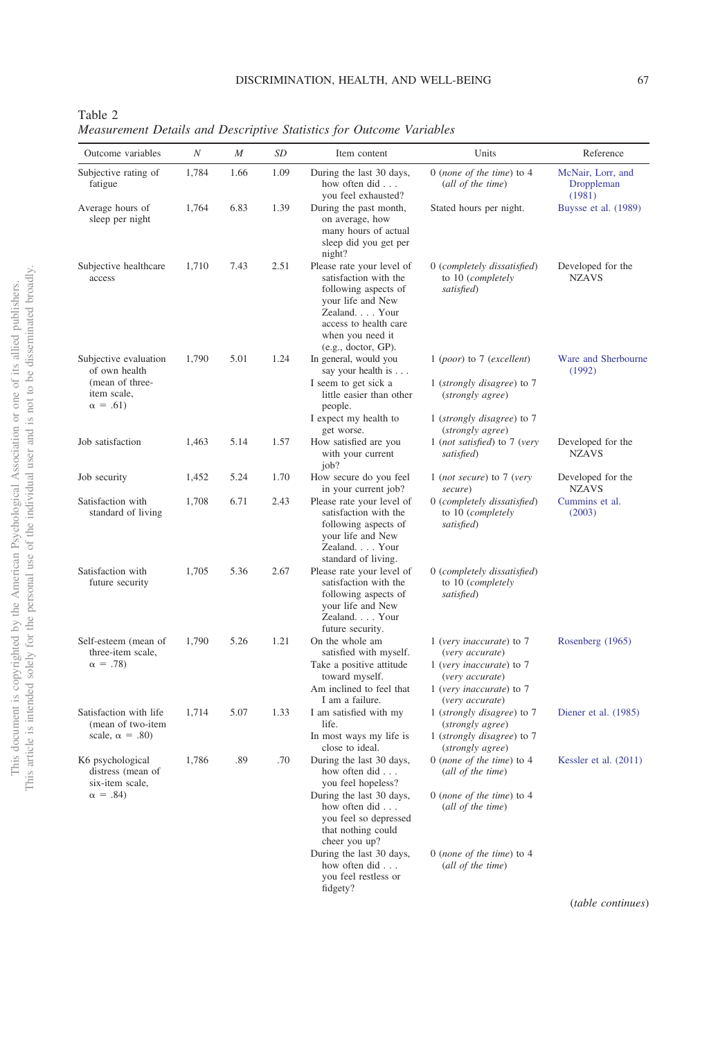Table 2
*Measurement Details and Descriptive Statistics for Outcome Variables*

| Outcome variables | *N* | *M* | *SD* | Item content | Units | Reference |
|---|---|---|---|---|---|---|
| Subjective rating of fatigue | 1,784 | 1.66 | 1.09 | During the last 30 days, how often did . . . you feel exhausted? | 0 (*none of the time*) to 4 (*all of the time*) | McNair, Lorr, and Droppleman (1981) |
| Average hours of sleep per night | 1,764 | 6.83 | 1.39 | During the past month, on average, how many hours of actual sleep did you get per night? | Stated hours per night. | Buysse et al. (1989) |
| Subjective healthcare access | 1,710 | 7.43 | 2.51 | Please rate your level of satisfaction with the following aspects of your life and New Zealand. . . . Your access to health care when you need it (e.g., doctor, GP). | 0 (*completely dissatisfied*) to 10 (*completely satisfied*) | Developed for the NZAVS |
| Subjective evaluation of own health (mean of three-item scale, α = .61) | 1,790 | 5.01 | 1.24 | In general, would you say your health is . . . | 1 (*poor*) to 7 (*excellent*) | Ware and Sherbourne (1992) |
| | | | | I seem to get sick a little easier than other people. | 1 (*strongly disagree*) to 7 (*strongly agree*) | |
| | | | | I expect my health to get worse. | 1 (*strongly disagree*) to 7 (*strongly agree*) | |
| Job satisfaction | 1,463 | 5.14 | 1.57 | How satisfied are you with your current job? | 1 (*not satisfied*) to 7 (*very satisfied*) | Developed for the NZAVS |
| Job security | 1,452 | 5.24 | 1.70 | How secure do you feel in your current job? | 1 (*not secure*) to 7 (*very secure*) | Developed for the NZAVS |
| Satisfaction with standard of living | 1,708 | 6.71 | 2.43 | Please rate your level of satisfaction with the following aspects of your life and New Zealand. . . . Your standard of living. | 0 (*completely dissatisfied*) to 10 (*completely satisfied*) | Cummins et al. (2003) |
| Satisfaction with future security | 1,705 | 5.36 | 2.67 | Please rate your level of satisfaction with the following aspects of your life and New Zealand. . . . Your future security. | 0 (*completely dissatisfied*) to 10 (*completely satisfied*) | |
| Self-esteem (mean of three-item scale, α = .78) | 1,790 | 5.26 | 1.21 | On the whole am satisfied with myself. | 1 (*very inaccurate*) to 7 (*very accurate*) | Rosenberg (1965) |
| | | | | Take a positive attitude toward myself. | 1 (*very inaccurate*) to 7 (*very accurate*) | |
| | | | | Am inclined to feel that I am a failure. | 1 (*very inaccurate*) to 7 (*very accurate*) | |
| Satisfaction with life (mean of two-item scale, α = .80) | 1,714 | 5.07 | 1.33 | I am satisfied with my life. | 1 (*strongly disagree*) to 7 (*strongly agree*) | Diener et al. (1985) |
| | | | | In most ways my life is close to ideal. | 1 (*strongly disagree*) to 7 (*strongly agree*) | |
| K6 psychological distress (mean of six-item scale, α = .84) | 1,786 | .89 | .70 | During the last 30 days, how often did . . . you feel hopeless? | 0 (*none of the time*) to 4 (*all of the time*) | Kessler et al. (2011) |
| | | | | During the last 30 days, how often did . . . you feel so depressed that nothing could cheer you up? | 0 (*none of the time*) to 4 (*all of the time*) | |
| | | | | During the last 30 days, how often did . . . you feel restless or fidgety? | 0 (*none of the time*) to 4 (*all of the time*) | |

(*table continues*)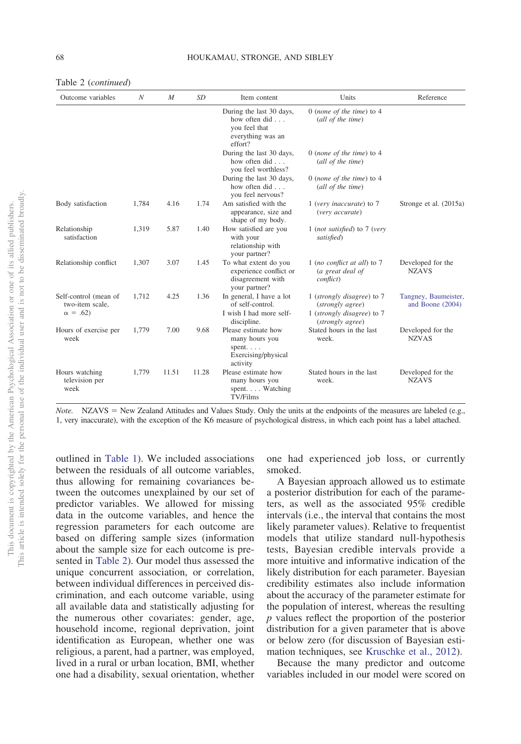Table 2 (*continued*)

| Outcome variables | *N* | *M* | *SD* | Item content | Units | Reference |
|---|---|---|---|---|---|---|
| | | | | During the last 30 days, how often did . . . you feel that everything was an effort? | 0 (*none of the time*) to 4 (*all of the time*) | |
| | | | | During the last 30 days, how often did . . . you feel worthless? | 0 (*none of the time*) to 4 (*all of the time*) | |
| | | | | During the last 30 days, how often did . . . you feel nervous? | 0 (*none of the time*) to 4 (*all of the time*) | |
| Body satisfaction | 1,784 | 4.16 | 1.74 | Am satisfied with the appearance, size and shape of my body. | 1 (*very inaccurate*) to 7 (*very accurate*) | Stronge et al. (2015a) |
| Relationship satisfaction | 1,319 | 5.87 | 1.40 | How satisfied are you with your relationship with your partner? | 1 (*not satisfied*) to 7 (*very satisfied*) | |
| Relationship conflict | 1,307 | 3.07 | 1.45 | To what extent do you experience conflict or disagreement with your partner? | 1 (*no conflict at all*) to 7 (*a great deal of conflict*) | Developed for the NZAVS |
| Self-control (mean of two-item scale, $\alpha$ = .62) | 1,712 | 4.25 | 1.36 | In general, I have a lot of self-control. | 1 (*strongly disagree*) to 7 (*strongly agree*) | Tangney, Baumeister, and Boone (2004) |
| | | | | I wish I had more self-discipline. | 1 (*strongly disagree*) to 7 (*strongly agree*) | |
| Hours of exercise per week | 1,779 | 7.00 | 9.68 | Please estimate how many hours you spent. . . . Exercising/physical activity | Stated hours in the last week. | Developed for the NZVAS |
| Hours watching television per week | 1,779 | 11.51 | 11.28 | Please estimate how many hours you spent. . . . Watching TV/Films | Stated hours in the last week. | Developed for the NZAVS |

*Note.* NZAVS = New Zealand Attitudes and Values Study. Only the units at the endpoints of the measures are labeled (e.g., 1, very inaccurate), with the exception of the K6 measure of psychological distress, in which each point has a label attached.

outlined in Table 1). We included associations between the residuals of all outcome variables, thus allowing for remaining covariances between the outcomes unexplained by our set of predictor variables. We allowed for missing data in the outcome variables, and hence the regression parameters for each outcome are based on differing sample sizes (information about the sample size for each outcome is presented in Table 2). Our model thus assessed the unique concurrent association, or correlation, between individual differences in perceived discrimination, and each outcome variable, using all available data and statistically adjusting for the numerous other covariates: gender, age, household income, regional deprivation, joint identification as European, whether one was religious, a parent, had a partner, was employed, lived in a rural or urban location, BMI, whether one had a disability, sexual orientation, whether one had experienced job loss, or currently smoked.

A Bayesian approach allowed us to estimate a posterior distribution for each of the parameters, as well as the associated 95% credible intervals (i.e., the interval that contains the most likely parameter values). Relative to frequentist models that utilize standard null-hypothesis tests, Bayesian credible intervals provide a more intuitive and informative indication of the likely distribution for each parameter. Bayesian credibility estimates also include information about the accuracy of the parameter estimate for the population of interest, whereas the resulting *p* values reflect the proportion of the posterior distribution for a given parameter that is above or below zero (for discussion of Bayesian estimation techniques, see Kruschke et al., 2012).

Because the many predictor and outcome variables included in our model were scored on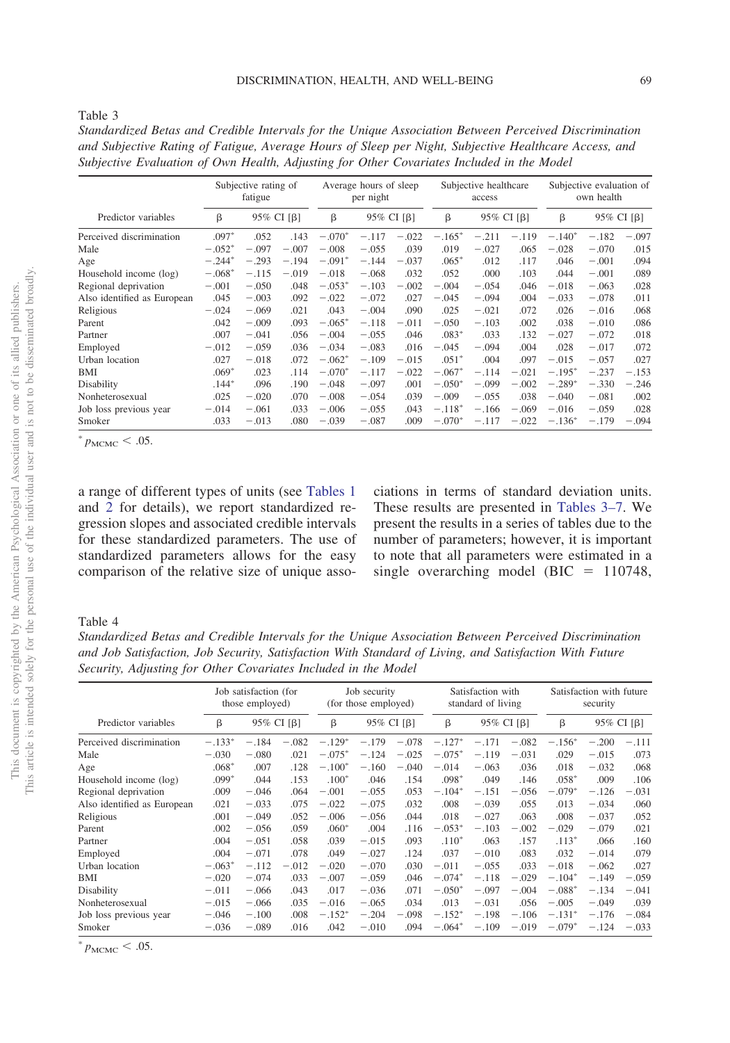Table 3

*Standardized Betas and Credible Intervals for the Unique Association Between Perceived Discrimination and Subjective Rating of Fatigue, Average Hours of Sleep per Night, Subjective Healthcare Access, and Subjective Evaluation of Own Health, Adjusting for Other Covariates Included in the Model*

| | Subjective rating of fatigue | | | Average hours of sleep per night | | | Subjective healthcare access | | | Subjective evaluation of own health | | |
|---|---|---|---|---|---|---|---|---|---|---|---|---|
| Predictor variables | β | 95% CI [β] | | β | 95% CI [β] | | β | 95% CI [β] | | β | 95% CI [β] | |
| Perceived discrimination | .097* | .052 | .143 | −.070* | −.117 | −.022 | −.165* | −.211 | −.119 | −.140* | −.182 | −.097 |
| Male | −.052* | −.097 | −.007 | −.008 | −.055 | .039 | .019 | −.027 | .065 | −.028 | −.070 | .015 |
| Age | −.244* | −.293 | −.194 | −.091* | −.144 | −.037 | .065* | .012 | .117 | .046 | −.001 | .094 |
| Household income (log) | −.068* | −.115 | −.019 | −.018 | −.068 | .032 | .052 | .000 | .103 | .044 | −.001 | .089 |
| Regional deprivation | −.001 | −.050 | .048 | −.053* | −.103 | −.002 | −.004 | −.054 | .046 | −.018 | −.063 | .028 |
| Also identified as European | .045 | −.003 | .092 | −.022 | −.072 | .027 | −.045 | −.094 | .004 | −.033 | −.078 | .011 |
| Religious | −.024 | −.069 | .021 | .043 | −.004 | .090 | .025 | −.021 | .072 | .026 | −.016 | .068 |
| Parent | .042 | −.009 | .093 | −.065* | −.118 | −.011 | −.050 | −.103 | .002 | .038 | −.010 | .086 |
| Partner | .007 | −.041 | .056 | −.004 | −.055 | .046 | .083* | .033 | .132 | −.027 | −.072 | .018 |
| Employed | −.012 | −.059 | .036 | −.034 | −.083 | .016 | −.045 | −.094 | .004 | .028 | −.017 | .072 |
| Urban location | .027 | −.018 | .072 | −.062* | −.109 | −.015 | .051* | .004 | .097 | −.015 | −.057 | .027 |
| BMI | .069* | .023 | .114 | −.070* | −.117 | −.022 | −.067* | −.114 | −.021 | −.195* | −.237 | −.153 |
| Disability | .144* | .096 | .190 | −.048 | −.097 | .001 | −.050* | −.099 | −.002 | −.289* | −.330 | −.246 |
| Nonheterosexual | .025 | −.020 | .070 | −.008 | −.054 | .039 | −.009 | −.055 | .038 | −.040 | −.081 | .002 |
| Job loss previous year | −.014 | −.061 | .033 | −.006 | −.055 | .043 | −.118* | −.166 | −.069 | −.016 | −.059 | .028 |
| Smoker | .033 | −.013 | .080 | −.039 | −.087 | .009 | −.070* | −.117 | −.022 | −.136* | −.179 | −.094 |

\* $p_{MCMC} < .05$.

a range of different types of units (see Tables 1 and 2 for details), we report standardized regression slopes and associated credible intervals for these standardized parameters. The use of standardized parameters allows for the easy comparison of the relative size of unique associations in terms of standard deviation units. These results are presented in Tables 3–7. We present the results in a series of tables due to the number of parameters; however, it is important to note that all parameters were estimated in a single overarching model (BIC = 110748,

Table 4

*Standardized Betas and Credible Intervals for the Unique Association Between Perceived Discrimination and Job Satisfaction, Job Security, Satisfaction With Standard of Living, and Satisfaction With Future Security, Adjusting for Other Covariates Included in the Model*

| | Job satisfaction (for those employed) | | | Job security (for those employed) | | | Satisfaction with standard of living | | | Satisfaction with future security | | |
|---|---|---|---|---|---|---|---|---|---|---|---|---|
| Predictor variables | β | 95% CI [β] | | β | 95% CI [β] | | β | 95% CI [β] | | β | 95% CI [β] | |
| Perceived discrimination | −.133* | −.184 | −.082 | −.129* | −.179 | −.078 | −.127* | −.171 | −.082 | −.156* | −.200 | −.111 |
| Male | −.030 | −.080 | .021 | −.075* | −.124 | −.025 | −.075* | −.119 | −.031 | .029 | −.015 | .073 |
| Age | .068* | .007 | .128 | −.100* | −.160 | −.040 | −.014 | −.063 | .036 | .018 | −.032 | .068 |
| Household income (log) | .099* | .044 | .153 | .100* | .046 | .154 | .098* | .049 | .146 | .058* | .009 | .106 |
| Regional deprivation | .009 | −.046 | .064 | −.001 | −.055 | .053 | −.104* | −.151 | −.056 | −.079* | −.126 | −.031 |
| Also identified as European | .021 | −.033 | .075 | −.022 | −.075 | .032 | .008 | −.039 | .055 | .013 | −.034 | .060 |
| Religious | .001 | −.049 | .052 | −.006 | −.056 | .044 | .018 | −.027 | .063 | .008 | −.037 | .052 |
| Parent | .002 | −.056 | .059 | .060* | .004 | .116 | −.053* | −.103 | −.002 | −.029 | −.079 | .021 |
| Partner | .004 | −.051 | .058 | .039 | −.015 | .093 | .110* | .063 | .157 | .113* | .066 | .160 |
| Employed | .004 | −.071 | .078 | .049 | −.027 | .124 | .037 | −.010 | .083 | .032 | −.014 | .079 |
| Urban location | −.063* | −.112 | −.012 | −.020 | −.070 | .030 | −.011 | −.055 | .033 | −.018 | −.062 | .027 |
| BMI | −.020 | −.074 | .033 | −.007 | −.059 | .046 | −.074* | −.118 | −.029 | −.104* | −.149 | −.059 |
| Disability | −.011 | −.066 | .043 | .017 | −.036 | .071 | −.050* | −.097 | −.004 | −.088* | −.134 | −.041 |
| Nonheterosexual | −.015 | −.066 | .035 | −.016 | −.065 | .034 | .013 | −.031 | .056 | −.005 | −.049 | .039 |
| Job loss previous year | −.046 | −.100 | .008 | −.152* | −.204 | −.098 | −.152* | −.198 | −.106 | −.131* | −.176 | −.084 |
| Smoker | −.036 | −.089 | .016 | .042 | −.010 | .094 | −.064* | −.109 | −.019 | −.079* | −.124 | −.033 |

\* $p_{MCMC} < .05$.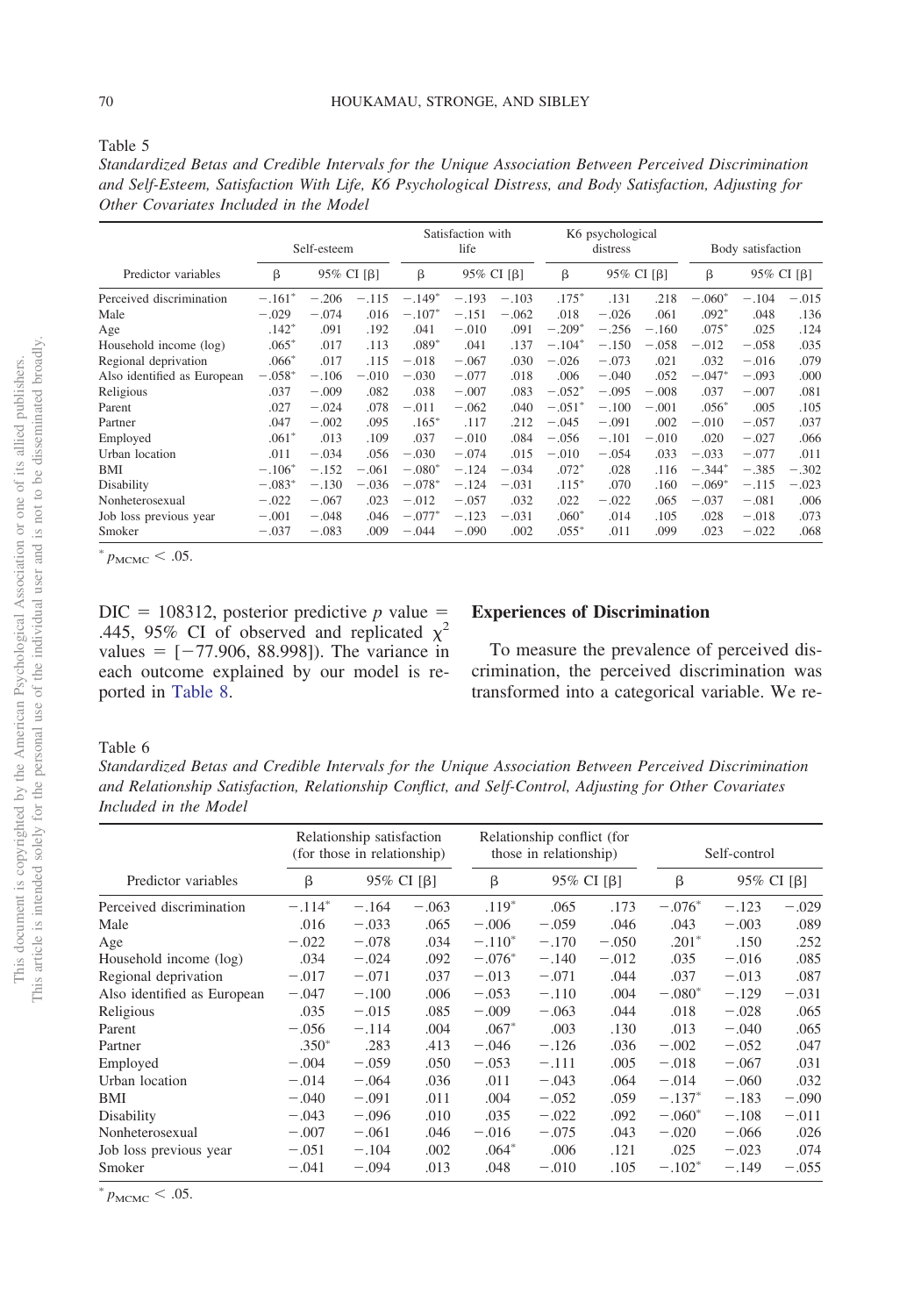Table 5

*Standardized Betas and Credible Intervals for the Unique Association Between Perceived Discrimination and Self-Esteem, Satisfaction With Life, K6 Psychological Distress, and Body Satisfaction, Adjusting for Other Covariates Included in the Model*

| Predictor variables | Self-esteem | | | Satisfaction with life | | | K6 psychological distress | | | Body satisfaction | | |
|---|---|---|---|---|---|---|---|---|---|---|---|---|
| | β | 95% CI [β] | | β | 95% CI [β] | | β | 95% CI [β] | | β | 95% CI [β] | |
| Perceived discrimination | −.161* | −.206 | −.115 | −.149* | −.193 | −.103 | .175* | .131 | .218 | −.060* | −.104 | −.015 |
| Male | −.029 | −.074 | .016 | −.107* | −.151 | −.062 | .018 | −.026 | .061 | .092* | .048 | .136 |
| Age | .142* | .091 | .192 | .041 | −.010 | .091 | −.209* | −.256 | −.160 | .075* | .025 | .124 |
| Household income (log) | .065* | .017 | .113 | .089* | .041 | .137 | −.104* | −.150 | −.058 | −.012 | −.058 | .035 |
| Regional deprivation | .066* | .017 | .115 | −.018 | −.067 | .030 | −.026 | −.073 | .021 | .032 | −.016 | .079 |
| Also identified as European | −.058* | −.106 | −.010 | −.030 | −.077 | .018 | .006 | −.040 | .052 | −.047* | −.093 | .000 |
| Religious | .037 | −.009 | .082 | .038 | −.007 | .083 | −.052* | −.095 | −.008 | .037 | −.007 | .081 |
| Parent | .027 | −.024 | .078 | −.011 | −.062 | .040 | −.051* | −.100 | −.001 | .056* | .005 | .105 |
| Partner | .047 | −.002 | .095 | .165* | .117 | .212 | −.045 | −.091 | .002 | −.010 | −.057 | .037 |
| Employed | .061* | .013 | .109 | .037 | −.010 | .084 | −.056 | −.101 | −.010 | .020 | −.027 | .066 |
| Urban location | .011 | −.034 | .056 | −.030 | −.074 | .015 | −.010 | −.054 | .033 | −.033 | −.077 | .011 |
| BMI | −.106* | −.152 | −.061 | −.080* | −.124 | −.034 | .072* | .028 | .116 | −.344* | −.385 | −.302 |
| Disability | −.083* | −.130 | −.036 | −.078* | −.124 | −.031 | .115* | .070 | .160 | −.069* | −.115 | −.023 |
| Nonheterosexual | −.022 | −.067 | .023 | −.012 | −.057 | .032 | .022 | −.022 | .065 | −.037 | −.081 | .006 |
| Job loss previous year | −.001 | −.048 | .046 | −.077* | −.123 | −.031 | .060* | .014 | .105 | .028 | −.018 | .073 |
| Smoker | −.037 | −.083 | .009 | −.044 | −.090 | .002 | .055* | .011 | .099 | .023 | −.022 | .068 |

* $p_{\mathrm{MCMC}} < .05$.

DIC = 108312, posterior predictive $p$ value = .445, 95% CI of observed and replicated $\chi^2$ values = [−77.906, 88.998]). The variance in each outcome explained by our model is reported in Table 8.

## Experiences of Discrimination

To measure the prevalence of perceived discrimination, the perceived discrimination was transformed into a categorical variable. We re-

Table 6

*Standardized Betas and Credible Intervals for the Unique Association Between Perceived Discrimination and Relationship Satisfaction, Relationship Conflict, and Self-Control, Adjusting for Other Covariates Included in the Model*

| Predictor variables | Relationship satisfaction (for those in relationship) | | | Relationship conflict (for those in relationship) | | | Self-control | | |
|---|---|---|---|---|---|---|---|---|---|
| | β | 95% CI [β] | | β | 95% CI [β] | | β | 95% CI [β] | |
| Perceived discrimination | −.114* | −.164 | −.063 | .119* | .065 | .173 | −.076* | −.123 | −.029 |
| Male | .016 | −.033 | .065 | −.006 | −.059 | .046 | .043 | −.003 | .089 |
| Age | −.022 | −.078 | .034 | −.110* | −.170 | −.050 | .201* | .150 | .252 |
| Household income (log) | .034 | −.024 | .092 | −.076* | −.140 | −.012 | .035 | −.016 | .085 |
| Regional deprivation | −.017 | −.071 | .037 | −.013 | −.071 | .044 | .037 | −.013 | .087 |
| Also identified as European | −.047 | −.100 | .006 | −.053 | −.110 | .004 | −.080* | −.129 | −.031 |
| Religious | .035 | −.015 | .085 | −.009 | −.063 | .044 | .018 | −.028 | .065 |
| Parent | −.056 | −.114 | .004 | .067* | .003 | .130 | .013 | −.040 | .065 |
| Partner | .350* | .283 | .413 | −.046 | −.126 | .036 | −.002 | −.052 | .047 |
| Employed | −.004 | −.059 | .050 | −.053 | −.111 | .005 | −.018 | −.067 | .031 |
| Urban location | −.014 | −.064 | .036 | .011 | −.043 | .064 | −.014 | −.060 | .032 |
| BMI | −.040 | −.091 | .011 | .004 | −.052 | .059 | −.137* | −.183 | −.090 |
| Disability | −.043 | −.096 | .010 | .035 | −.022 | .092 | −.060* | −.108 | −.011 |
| Nonheterosexual | −.007 | −.061 | .046 | −.016 | −.075 | .043 | −.020 | −.066 | .026 |
| Job loss previous year | −.051 | −.104 | .002 | .064* | .006 | .121 | .025 | −.023 | .074 |
| Smoker | −.041 | −.094 | .013 | .048 | −.010 | .105 | −.102* | −.149 | −.055 |

* $p_{\mathrm{MCMC}} < .05$.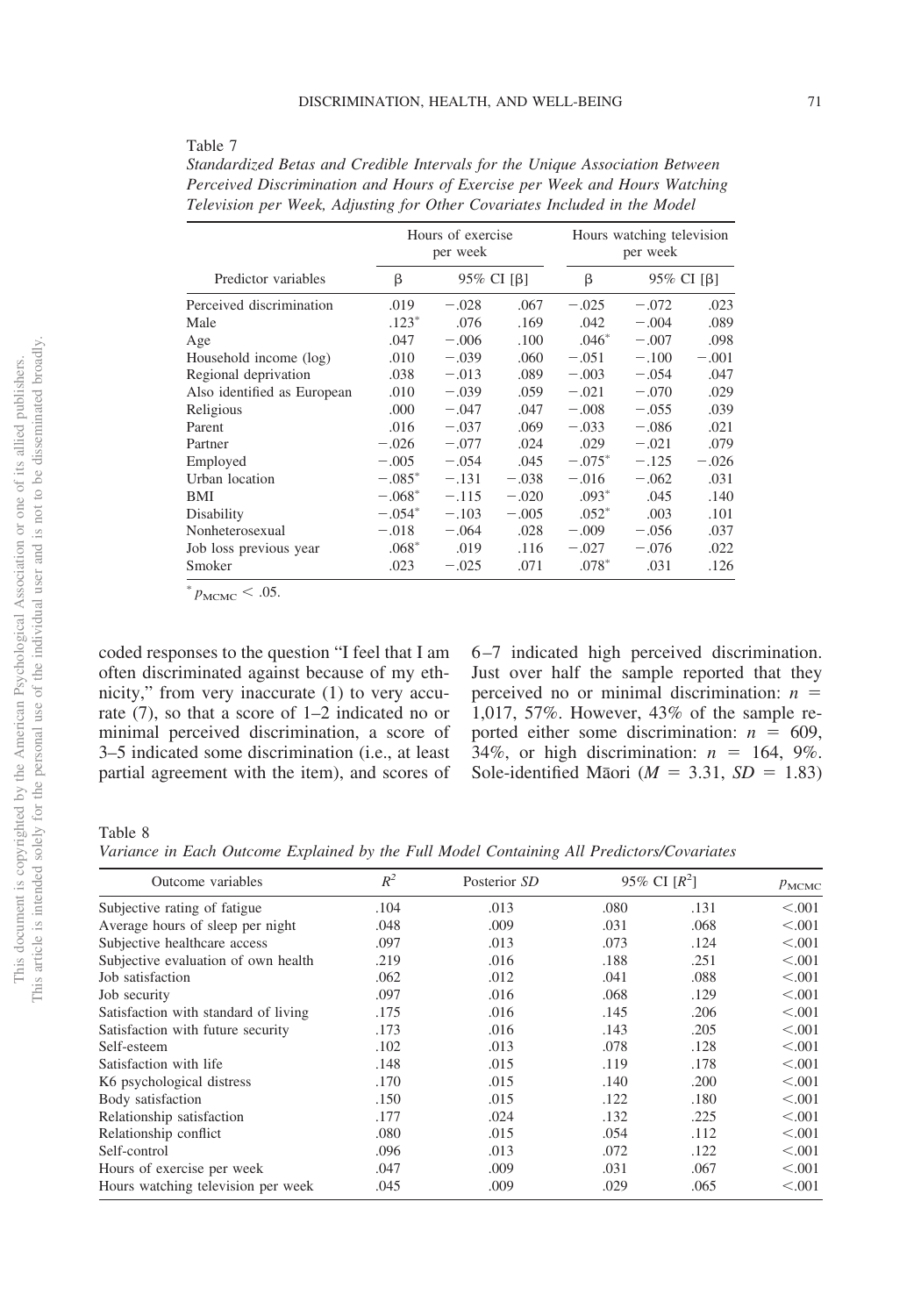Table 7

*Standardized Betas and Credible Intervals for the Unique Association Between Perceived Discrimination and Hours of Exercise per Week and Hours Watching Television per Week, Adjusting for Other Covariates Included in the Model*

| Predictor variables | Hours of exercise per week | | | Hours watching television per week | | |
|---|---|---|---|---|---|---|
| | β | 95% CI [β] | | β | 95% CI [β] | |
| Perceived discrimination | .019 | −.028 | .067 | −.025 | −.072 | .023 |
| Male | .123* | .076 | .169 | .042 | −.004 | .089 |
| Age | .047 | −.006 | .100 | .046* | −.007 | .098 |
| Household income (log) | .010 | −.039 | .060 | −.051 | −.100 | −.001 |
| Regional deprivation | .038 | −.013 | .089 | −.003 | −.054 | .047 |
| Also identified as European | .010 | −.039 | .059 | −.021 | −.070 | .029 |
| Religious | .000 | −.047 | .047 | −.008 | −.055 | .039 |
| Parent | .016 | −.037 | .069 | −.033 | −.086 | .021 |
| Partner | −.026 | −.077 | .024 | .029 | −.021 | .079 |
| Employed | −.005 | −.054 | .045 | −.075* | −.125 | −.026 |
| Urban location | −.085* | −.131 | −.038 | −.016 | −.062 | .031 |
| BMI | −.068* | −.115 | −.020 | .093* | .045 | .140 |
| Disability | −.054* | −.103 | −.005 | .052* | .003 | .101 |
| Nonheterosexual | −.018 | −.064 | .028 | −.009 | −.056 | .037 |
| Job loss previous year | .068* | .019 | .116 | −.027 | −.076 | .022 |
| Smoker | .023 | −.025 | .071 | .078* | .031 | .126 |

* $p_{MCMC} < .05$.

coded responses to the question "I feel that I am often discriminated against because of my ethnicity," from very inaccurate (1) to very accurate (7), so that a score of 1–2 indicated no or minimal perceived discrimination, a score of 3–5 indicated some discrimination (i.e., at least partial agreement with the item), and scores of 6–7 indicated high perceived discrimination. Just over half the sample reported that they perceived no or minimal discrimination: $n = 1{,}017$, 57%. However, 43% of the sample reported either some discrimination: $n = 609$, 34%, or high discrimination: $n = 164$, 9%. Sole-identified Māori ($M = 3.31$, $SD = 1.83$)

Table 8

*Variance in Each Outcome Explained by the Full Model Containing All Predictors/Covariates*

| Outcome variables | $R^2$ | Posterior *SD* | 95% CI [$R^2$] | | $p_{MCMC}$ |
|---|---|---|---|---|---|
| Subjective rating of fatigue | .104 | .013 | .080 | .131 | <.001 |
| Average hours of sleep per night | .048 | .009 | .031 | .068 | <.001 |
| Subjective healthcare access | .097 | .013 | .073 | .124 | <.001 |
| Subjective evaluation of own health | .219 | .016 | .188 | .251 | <.001 |
| Job satisfaction | .062 | .012 | .041 | .088 | <.001 |
| Job security | .097 | .016 | .068 | .129 | <.001 |
| Satisfaction with standard of living | .175 | .016 | .145 | .206 | <.001 |
| Satisfaction with future security | .173 | .016 | .143 | .205 | <.001 |
| Self-esteem | .102 | .013 | .078 | .128 | <.001 |
| Satisfaction with life | .148 | .015 | .119 | .178 | <.001 |
| K6 psychological distress | .170 | .015 | .140 | .200 | <.001 |
| Body satisfaction | .150 | .015 | .122 | .180 | <.001 |
| Relationship satisfaction | .177 | .024 | .132 | .225 | <.001 |
| Relationship conflict | .080 | .015 | .054 | .112 | <.001 |
| Self-control | .096 | .013 | .072 | .122 | <.001 |
| Hours of exercise per week | .047 | .009 | .031 | .067 | <.001 |
| Hours watching television per week | .045 | .009 | .029 | .065 | <.001 |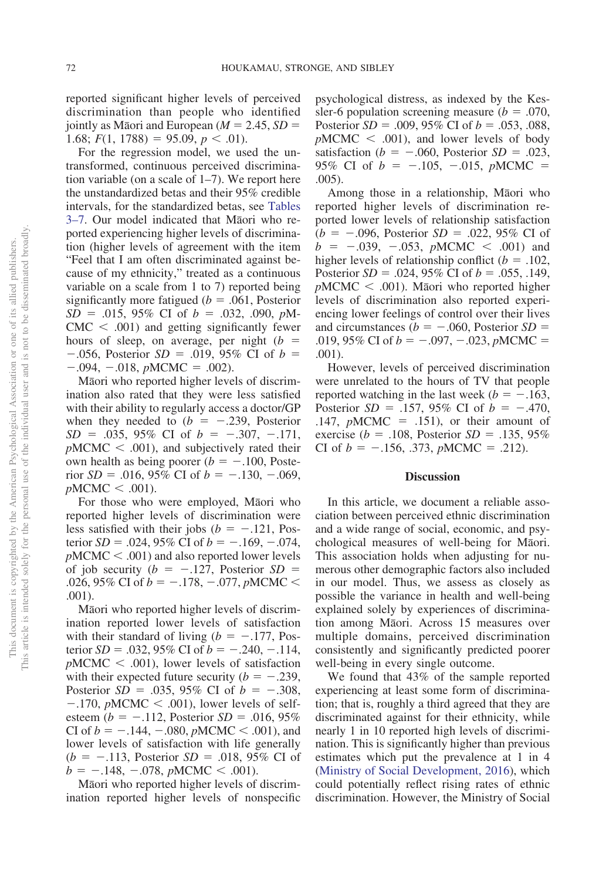reported significant higher levels of perceived discrimination than people who identified jointly as Māori and European ($M = 2.45$, $SD = 1.68$; $F(1, 1788) = 95.09$, $p < .01$).

For the regression model, we used the untransformed, continuous perceived discrimination variable (on a scale of 1–7). We report here the unstandardized betas and their 95% credible intervals, for the standardized betas, see Tables 3–7. Our model indicated that Māori who reported experiencing higher levels of discrimination (higher levels of agreement with the item "Feel that I am often discriminated against because of my ethnicity," treated as a continuous variable on a scale from 1 to 7) reported being significantly more fatigued ($b = .061$, Posterior $SD = .015$, 95% CI of $b = .032$, $.090$, $p$MCMC $< .001$) and getting significantly fewer hours of sleep, on average, per night ($b = -.056$, Posterior $SD = .019$, 95% CI of $b = -.094$, $-.018$, $p$MCMC $= .002$).

Māori who reported higher levels of discrimination also rated that they were less satisfied with their ability to regularly access a doctor/GP when they needed to ($b = -.239$, Posterior $SD = .035$, 95% CI of $b = -.307$, $-.171$, $p$MCMC $< .001$), and subjectively rated their own health as being poorer ($b = -.100$, Posterior $SD = .016$, 95% CI of $b = -.130$, $-.069$, $p$MCMC $< .001$).

For those who were employed, Māori who reported higher levels of discrimination were less satisfied with their jobs ($b = -.121$, Posterior $SD = .024$, 95% CI of $b = -.169$, $-.074$, $p$MCMC $< .001$) and also reported lower levels of job security ($b = -.127$, Posterior $SD = .026$, 95% CI of $b = -.178$, $-.077$, $p$MCMC $< .001$).

Māori who reported higher levels of discrimination reported lower levels of satisfaction with their standard of living ($b = -.177$, Posterior $SD = .032$, 95% CI of $b = -.240$, $-.114$, $p$MCMC $< .001$), lower levels of satisfaction with their expected future security ($b = -.239$, Posterior $SD = .035$, 95% CI of $b = -.308$, $-.170$, $p$MCMC $< .001$), lower levels of self-esteem ($b = -.112$, Posterior $SD = .016$, 95% CI of $b = -.144$, $-.080$, $p$MCMC $< .001$), and lower levels of satisfaction with life generally ($b = -.113$, Posterior $SD = .018$, 95% CI of $b = -.148$, $-.078$, $p$MCMC $< .001$).

Māori who reported higher levels of discrimination reported higher levels of nonspecific psychological distress, as indexed by the Kessler-6 population screening measure ($b = .070$, Posterior $SD = .009$, 95% CI of $b = .053$, $.088$, $p$MCMC $< .001$), and lower levels of body satisfaction ($b = -.060$, Posterior $SD = .023$, 95% CI of $b = -.105$, $-.015$, $p$MCMC $= .005$).

Among those in a relationship, Māori who reported higher levels of discrimination reported lower levels of relationship satisfaction ($b = -.096$, Posterior $SD = .022$, 95% CI of $b = -.039$, $-.053$, $p$MCMC $< .001$) and higher levels of relationship conflict ($b = .102$, Posterior $SD = .024$, 95% CI of $b = .055$, $.149$, $p$MCMC $< .001$). Māori who reported higher levels of discrimination also reported experiencing lower feelings of control over their lives and circumstances ($b = -.060$, Posterior $SD = .019$, 95% CI of $b = -.097$, $-.023$, $p$MCMC $= .001$).

However, levels of perceived discrimination were unrelated to the hours of TV that people reported watching in the last week ($b = -.163$, Posterior $SD = .157$, 95% CI of $b = -.470$, $.147$, $p$MCMC $= .151$), or their amount of exercise ($b = .108$, Posterior $SD = .135$, 95% CI of $b = -.156$, $.373$, $p$MCMC $= .212$).

## Discussion

In this article, we document a reliable association between perceived ethnic discrimination and a wide range of social, economic, and psychological measures of well-being for Māori. This association holds when adjusting for numerous other demographic factors also included in our model. Thus, we assess as closely as possible the variance in health and well-being explained solely by experiences of discrimination among Māori. Across 15 measures over multiple domains, perceived discrimination consistently and significantly predicted poorer well-being in every single outcome.

We found that 43% of the sample reported experiencing at least some form of discrimination; that is, roughly a third agreed that they are discriminated against for their ethnicity, while nearly 1 in 10 reported high levels of discrimination. This is significantly higher than previous estimates which put the prevalence at 1 in 4 (Ministry of Social Development, 2016), which could potentially reflect rising rates of ethnic discrimination. However, the Ministry of Social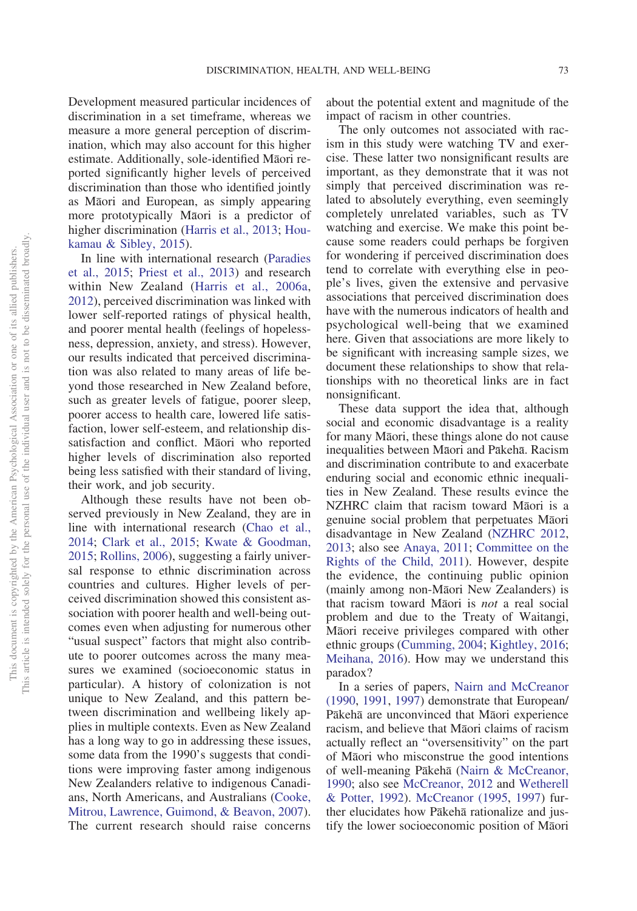Development measured particular incidences of discrimination in a set timeframe, whereas we measure a more general perception of discrimination, which may also account for this higher estimate. Additionally, sole-identified Māori reported significantly higher levels of perceived discrimination than those who identified jointly as Māori and European, as simply appearing more prototypically Māori is a predictor of higher discrimination (Harris et al., 2013; Houkamau & Sibley, 2015).

In line with international research (Paradies et al., 2015; Priest et al., 2013) and research within New Zealand (Harris et al., 2006a, 2012), perceived discrimination was linked with lower self-reported ratings of physical health, and poorer mental health (feelings of hopelessness, depression, anxiety, and stress). However, our results indicated that perceived discrimination was also related to many areas of life beyond those researched in New Zealand before, such as greater levels of fatigue, poorer sleep, poorer access to health care, lowered life satisfaction, lower self-esteem, and relationship dissatisfaction and conflict. Māori who reported higher levels of discrimination also reported being less satisfied with their standard of living, their work, and job security.

Although these results have not been observed previously in New Zealand, they are in line with international research (Chao et al., 2014; Clark et al., 2015; Kwate & Goodman, 2015; Rollins, 2006), suggesting a fairly universal response to ethnic discrimination across countries and cultures. Higher levels of perceived discrimination showed this consistent association with poorer health and well-being outcomes even when adjusting for numerous other "usual suspect" factors that might also contribute to poorer outcomes across the many measures we examined (socioeconomic status in particular). A history of colonization is not unique to New Zealand, and this pattern between discrimination and wellbeing likely applies in multiple contexts. Even as New Zealand has a long way to go in addressing these issues, some data from the 1990's suggests that conditions were improving faster among indigenous New Zealanders relative to indigenous Canadians, North Americans, and Australians (Cooke, Mitrou, Lawrence, Guimond, & Beavon, 2007). The current research should raise concerns about the potential extent and magnitude of the impact of racism in other countries.

The only outcomes not associated with racism in this study were watching TV and exercise. These latter two nonsignificant results are important, as they demonstrate that it was not simply that perceived discrimination was related to absolutely everything, even seemingly completely unrelated variables, such as TV watching and exercise. We make this point because some readers could perhaps be forgiven for wondering if perceived discrimination does tend to correlate with everything else in people's lives, given the extensive and pervasive associations that perceived discrimination does have with the numerous indicators of health and psychological well-being that we examined here. Given that associations are more likely to be significant with increasing sample sizes, we document these relationships to show that relationships with no theoretical links are in fact nonsignificant.

These data support the idea that, although social and economic disadvantage is a reality for many Māori, these things alone do not cause inequalities between Māori and Pākehā. Racism and discrimination contribute to and exacerbate enduring social and economic ethnic inequalities in New Zealand. These results evince the NZHRC claim that racism toward Māori is a genuine social problem that perpetuates Māori disadvantage in New Zealand (NZHRC 2012, 2013; also see Anaya, 2011; Committee on the Rights of the Child, 2011). However, despite the evidence, the continuing public opinion (mainly among non-Māori New Zealanders) is that racism toward Māori is *not* a real social problem and due to the Treaty of Waitangi, Māori receive privileges compared with other ethnic groups (Cumming, 2004; Kightley, 2016; Meihana, 2016). How may we understand this paradox?

In a series of papers, Nairn and McCreanor (1990, 1991, 1997) demonstrate that European/Pākehā are unconvinced that Māori experience racism, and believe that Māori claims of racism actually reflect an "oversensitivity" on the part of Māori who misconstrue the good intentions of well-meaning Pākehā (Nairn & McCreanor, 1990; also see McCreanor, 2012 and Wetherell & Potter, 1992). McCreanor (1995, 1997) further elucidates how Pākehā rationalize and justify the lower socioeconomic position of Māori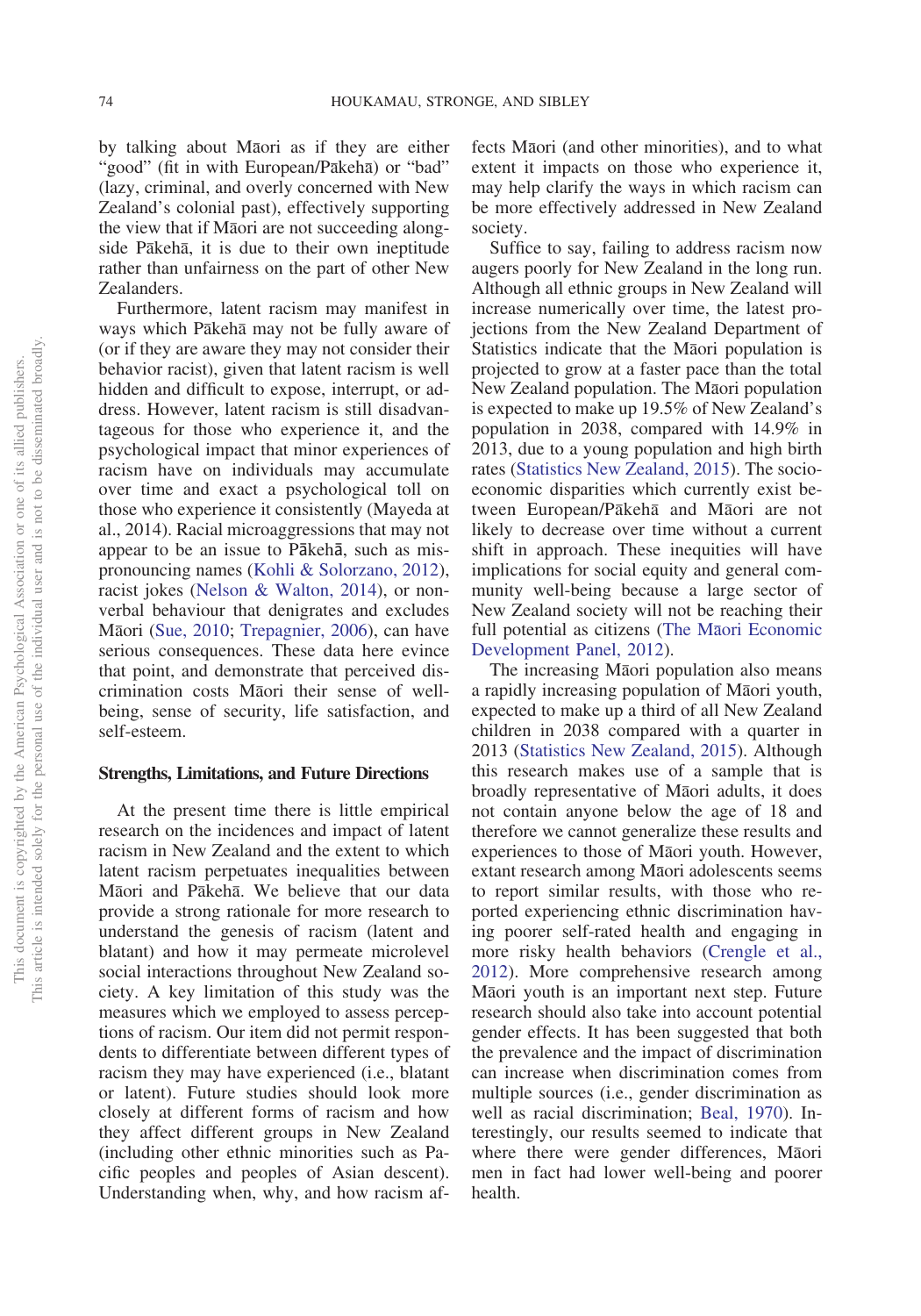by talking about Māori as if they are either "good" (fit in with European/Pākehā) or "bad" (lazy, criminal, and overly concerned with New Zealand's colonial past), effectively supporting the view that if Māori are not succeeding alongside Pākehā, it is due to their own ineptitude rather than unfairness on the part of other New Zealanders.

Furthermore, latent racism may manifest in ways which Pākehā may not be fully aware of (or if they are aware they may not consider their behavior racist), given that latent racism is well hidden and difficult to expose, interrupt, or address. However, latent racism is still disadvantageous for those who experience it, and the psychological impact that minor experiences of racism have on individuals may accumulate over time and exact a psychological toll on those who experience it consistently (Mayeda at al., 2014). Racial microaggressions that may not appear to be an issue to Pākehā, such as mispronouncing names (Kohli & Solorzano, 2012), racist jokes (Nelson & Walton, 2014), or nonverbal behaviour that denigrates and excludes Māori (Sue, 2010; Trepagnier, 2006), can have serious consequences. These data here evince that point, and demonstrate that perceived discrimination costs Māori their sense of well-being, sense of security, life satisfaction, and self-esteem.

#### Strengths, Limitations, and Future Directions

At the present time there is little empirical research on the incidences and impact of latent racism in New Zealand and the extent to which latent racism perpetuates inequalities between Māori and Pākehā. We believe that our data provide a strong rationale for more research to understand the genesis of racism (latent and blatant) and how it may permeate microlevel social interactions throughout New Zealand society. A key limitation of this study was the measures which we employed to assess perceptions of racism. Our item did not permit respondents to differentiate between different types of racism they may have experienced (i.e., blatant or latent). Future studies should look more closely at different forms of racism and how they affect different groups in New Zealand (including other ethnic minorities such as Pacific peoples and peoples of Asian descent). Understanding when, why, and how racism affects Māori (and other minorities), and to what extent it impacts on those who experience it, may help clarify the ways in which racism can be more effectively addressed in New Zealand society.

Suffice to say, failing to address racism now augers poorly for New Zealand in the long run. Although all ethnic groups in New Zealand will increase numerically over time, the latest projections from the New Zealand Department of Statistics indicate that the Māori population is projected to grow at a faster pace than the total New Zealand population. The Māori population is expected to make up 19.5% of New Zealand's population in 2038, compared with 14.9% in 2013, due to a young population and high birth rates (Statistics New Zealand, 2015). The socioeconomic disparities which currently exist between European/Pākehā and Māori are not likely to decrease over time without a current shift in approach. These inequities will have implications for social equity and general community well-being because a large sector of New Zealand society will not be reaching their full potential as citizens (The Māori Economic Development Panel, 2012).

The increasing Māori population also means a rapidly increasing population of Māori youth, expected to make up a third of all New Zealand children in 2038 compared with a quarter in 2013 (Statistics New Zealand, 2015). Although this research makes use of a sample that is broadly representative of Māori adults, it does not contain anyone below the age of 18 and therefore we cannot generalize these results and experiences to those of Māori youth. However, extant research among Māori adolescents seems to report similar results, with those who reported experiencing ethnic discrimination having poorer self-rated health and engaging in more risky health behaviors (Crengle et al., 2012). More comprehensive research among Māori youth is an important next step. Future research should also take into account potential gender effects. It has been suggested that both the prevalence and the impact of discrimination can increase when discrimination comes from multiple sources (i.e., gender discrimination as well as racial discrimination; Beal, 1970). Interestingly, our results seemed to indicate that where there were gender differences, Māori men in fact had lower well-being and poorer health.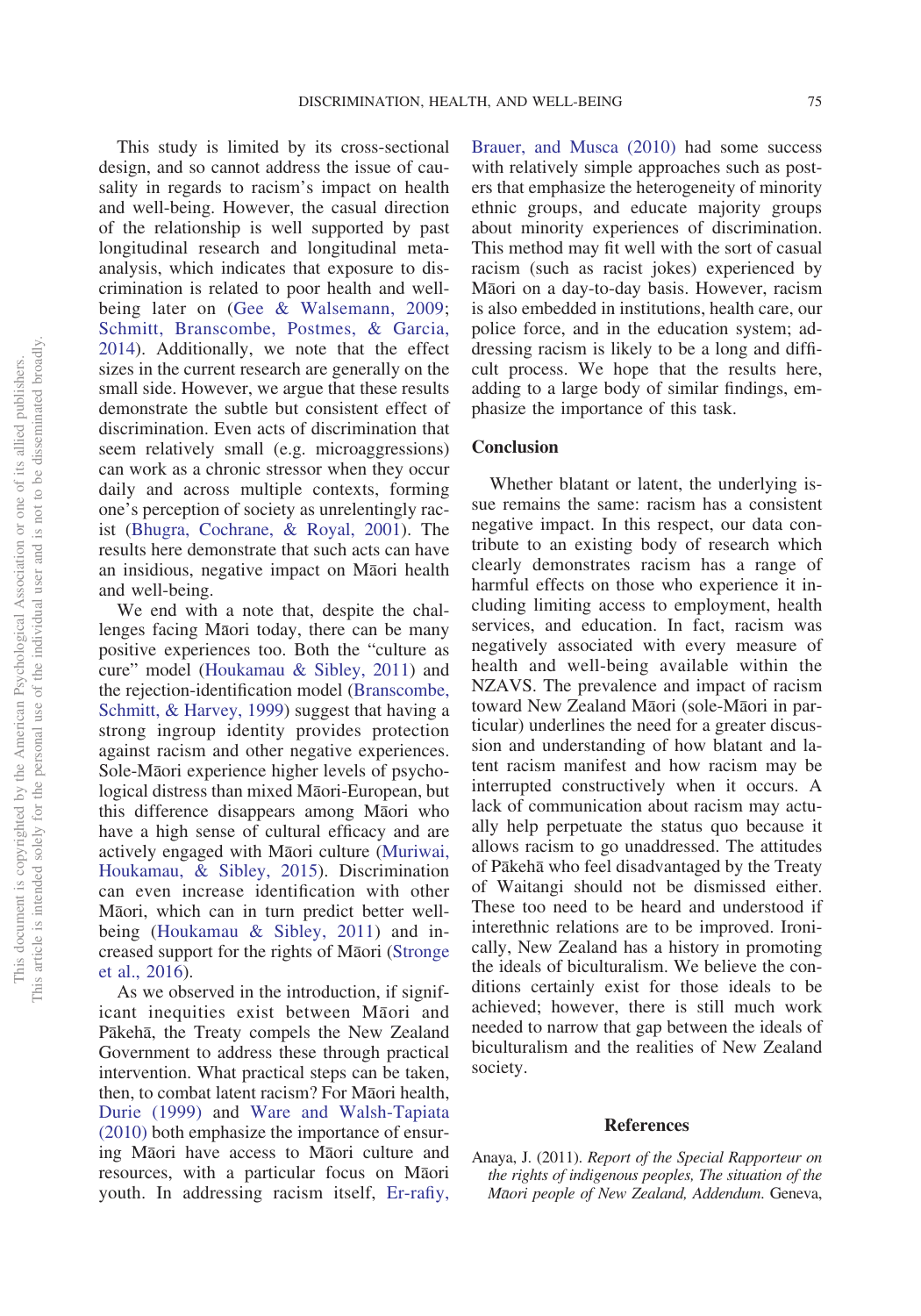This study is limited by its cross-sectional design, and so cannot address the issue of causality in regards to racism's impact on health and well-being. However, the casual direction of the relationship is well supported by past longitudinal research and longitudinal meta-analysis, which indicates that exposure to discrimination is related to poor health and well-being later on (Gee & Walsemann, 2009; Schmitt, Branscombe, Postmes, & Garcia, 2014). Additionally, we note that the effect sizes in the current research are generally on the small side. However, we argue that these results demonstrate the subtle but consistent effect of discrimination. Even acts of discrimination that seem relatively small (e.g. microaggressions) can work as a chronic stressor when they occur daily and across multiple contexts, forming one's perception of society as unrelentingly racist (Bhugra, Cochrane, & Royal, 2001). The results here demonstrate that such acts can have an insidious, negative impact on Māori health and well-being.

We end with a note that, despite the challenges facing Māori today, there can be many positive experiences too. Both the "culture as cure" model (Houkamau & Sibley, 2011) and the rejection-identification model (Branscombe, Schmitt, & Harvey, 1999) suggest that having a strong ingroup identity provides protection against racism and other negative experiences. Sole-Māori experience higher levels of psychological distress than mixed Māori-European, but this difference disappears among Māori who have a high sense of cultural efficacy and are actively engaged with Māori culture (Muriwai, Houkamau, & Sibley, 2015). Discrimination can even increase identification with other Māori, which can in turn predict better well-being (Houkamau & Sibley, 2011) and increased support for the rights of Māori (Stronge et al., 2016).

As we observed in the introduction, if significant inequities exist between Māori and Pākehā, the Treaty compels the New Zealand Government to address these through practical intervention. What practical steps can be taken, then, to combat latent racism? For Māori health, Durie (1999) and Ware and Walsh-Tapiata (2010) both emphasize the importance of ensuring Māori have access to Māori culture and resources, with a particular focus on Māori youth. In addressing racism itself, Er-rafiy, Brauer, and Musca (2010) had some success with relatively simple approaches such as posters that emphasize the heterogeneity of minority ethnic groups, and educate majority groups about minority experiences of discrimination. This method may fit well with the sort of casual racism (such as racist jokes) experienced by Māori on a day-to-day basis. However, racism is also embedded in institutions, health care, our police force, and in the education system; addressing racism is likely to be a long and difficult process. We hope that the results here, adding to a large body of similar findings, emphasize the importance of this task.

## Conclusion

Whether blatant or latent, the underlying issue remains the same: racism has a consistent negative impact. In this respect, our data contribute to an existing body of research which clearly demonstrates racism has a range of harmful effects on those who experience it including limiting access to employment, health services, and education. In fact, racism was negatively associated with every measure of health and well-being available within the NZAVS. The prevalence and impact of racism toward New Zealand Māori (sole-Māori in particular) underlines the need for a greater discussion and understanding of how blatant and latent racism manifest and how racism may be interrupted constructively when it occurs. A lack of communication about racism may actually help perpetuate the status quo because it allows racism to go unaddressed. The attitudes of Pākehā who feel disadvantaged by the Treaty of Waitangi should not be dismissed either. These too need to be heard and understood if interethnic relations are to be improved. Ironically, New Zealand has a history in promoting the ideals of biculturalism. We believe the conditions certainly exist for those ideals to be achieved; however, there is still much work needed to narrow that gap between the ideals of biculturalism and the realities of New Zealand society.

## References

Anaya, J. (2011). *Report of the Special Rapporteur on the rights of indigenous peoples, The situation of the Māori people of New Zealand, Addendum.* Geneva,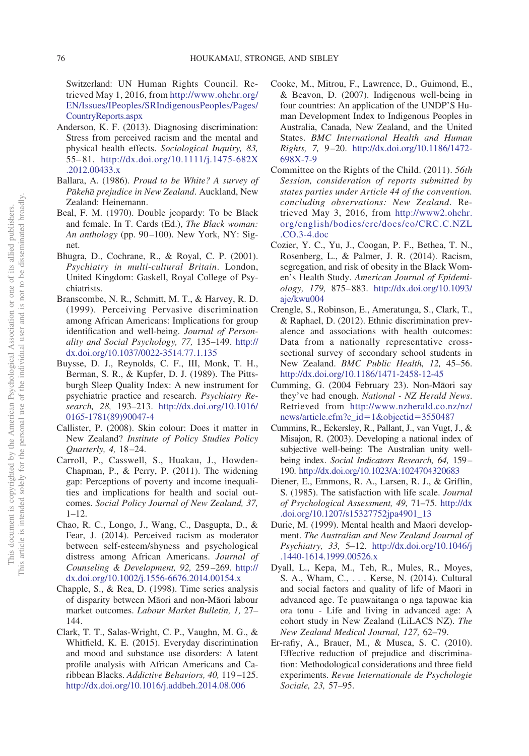Switzerland: UN Human Rights Council. Retrieved May 1, 2016, from http://www.ohchr.org/EN/Issues/IPeoples/SRIndigenousPeoples/Pages/CountryReports.aspx

Anderson, K. F. (2013). Diagnosing discrimination: Stress from perceived racism and the mental and physical health effects. *Sociological Inquiry, 83,* 55–81. http://dx.doi.org/10.1111/j.1475-682X.2012.00433.x

Ballara, A. (1986). *Proud to be White? A survey of Pākehā prejudice in New Zealand*. Auckland, New Zealand: Heinemann.

Beal, F. M. (1970). Double jeopardy: To be Black and female. In T. Cards (Ed.), *The Black woman: An anthology* (pp. 90–100). New York, NY: Signet.

Bhugra, D., Cochrane, R., & Royal, C. P. (2001). *Psychiatry in multi-cultural Britain*. London, United Kingdom: Gaskell, Royal College of Psychiatrists.

Branscombe, N. R., Schmitt, M. T., & Harvey, R. D. (1999). Perceiving Pervasive discrimination among African Americans: Implications for group identification and well-being. *Journal of Personality and Social Psychology, 77,* 135–149. http://dx.doi.org/10.1037/0022-3514.77.1.135

Buysse, D. J., Reynolds, C. F., III, Monk, T. H., Berman, S. R., & Kupfer, D. J. (1989). The Pittsburgh Sleep Quality Index: A new instrument for psychiatric practice and research. *Psychiatry Research, 28,* 193–213. http://dx.doi.org/10.1016/0165-1781(89)90047-4

Callister, P. (2008). Skin colour: Does it matter in New Zealand? *Institute of Policy Studies Policy Quarterly, 4,* 18–24.

Carroll, P., Casswell, S., Huakau, J., Howden-Chapman, P., & Perry, P. (2011). The widening gap: Perceptions of poverty and income inequalities and implications for health and social outcomes. *Social Policy Journal of New Zealand, 37,* 1–12.

Chao, R. C., Longo, J., Wang, C., Dasgupta, D., & Fear, J. (2014). Perceived racism as moderator between self-esteem/shyness and psychological distress among African Americans. *Journal of Counseling & Development, 92,* 259–269. http://dx.doi.org/10.1002/j.1556-6676.2014.00154.x

Chapple, S., & Rea, D. (1998). Time series analysis of disparity between Māori and non-Māori labour market outcomes. *Labour Market Bulletin, 1,* 27–144.

Clark, T. T., Salas-Wright, C. P., Vaughn, M. G., & Whitfield, K. E. (2015). Everyday discrimination and mood and substance use disorders: A latent profile analysis with African Americans and Caribbean Blacks. *Addictive Behaviors, 40,* 119–125. http://dx.doi.org/10.1016/j.addbeh.2014.08.006

Cooke, M., Mitrou, F., Lawrence, D., Guimond, E., & Beavon, D. (2007). Indigenous well-being in four countries: An application of the UNDP'S Human Development Index to Indigenous Peoples in Australia, Canada, New Zealand, and the United States. *BMC International Health and Human Rights, 7,* 9–20. http://dx.doi.org/10.1186/1472-698X-7-9

Committee on the Rights of the Child. (2011). *56th Session, consideration of reports submitted by states parties under Article 44 of the convention. concluding observations: New Zealand*. Retrieved May 3, 2016, from http://www2.ohchr.org/english/bodies/crc/docs/co/CRC.C.NZL.CO.3-4.doc

Cozier, Y. C., Yu, J., Coogan, P. F., Bethea, T. N., Rosenberg, L., & Palmer, J. R. (2014). Racism, segregation, and risk of obesity in the Black Women's Health Study. *American Journal of Epidemiology, 179,* 875–883. http://dx.doi.org/10.1093/aje/kwu004

Crengle, S., Robinson, E., Ameratunga, S., Clark, T., & Raphael, D. (2012). Ethnic discrimination prevalence and associations with health outcomes: Data from a nationally representative cross-sectional survey of secondary school students in New Zealand. *BMC Public Health, 12,* 45–56. http://dx.doi.org/10.1186/1471-2458-12-45

Cumming, G. (2004 February 23). Non-Māori say they've had enough. *National - NZ Herald News*. Retrieved from http://www.nzherald.co.nz/nz/news/article.cfm?c_id=1&objectid=3550487

Cummins, R., Eckersley, R., Pallant, J., van Vugt, J., & Misajon, R. (2003). Developing a national index of subjective well-being: The Australian unity well-being index. *Social Indicators Research, 64,* 159–190. http://dx.doi.org/10.1023/A:1024704320683

Diener, E., Emmons, R. A., Larsen, R. J., & Griffin, S. (1985). The satisfaction with life scale. *Journal of Psychological Assessment, 49,* 71–75. http://dx.doi.org/10.1207/s15327752jpa4901_13

Durie, M. (1999). Mental health and Maori development. *The Australian and New Zealand Journal of Psychiatry, 33,* 5–12. http://dx.doi.org/10.1046/j.1440-1614.1999.00526.x

Dyall, L., Kepa, M., Teh, R., Mules, R., Moyes, S. A., Wham, C., . . . Kerse, N. (2014). Cultural and social factors and quality of life of Maori in advanced age. Te puawaitanga o nga tapuwae kia ora tonu - Life and living in advanced age: A cohort study in New Zealand (LiLACS NZ). *The New Zealand Medical Journal, 127,* 62–79.

Er-rafiy, A., Brauer, M., & Musca, S. C. (2010). Effective reduction of prejudice and discrimination: Methodological considerations and three field experiments. *Revue Internationale de Psychologie Sociale, 23,* 57–95.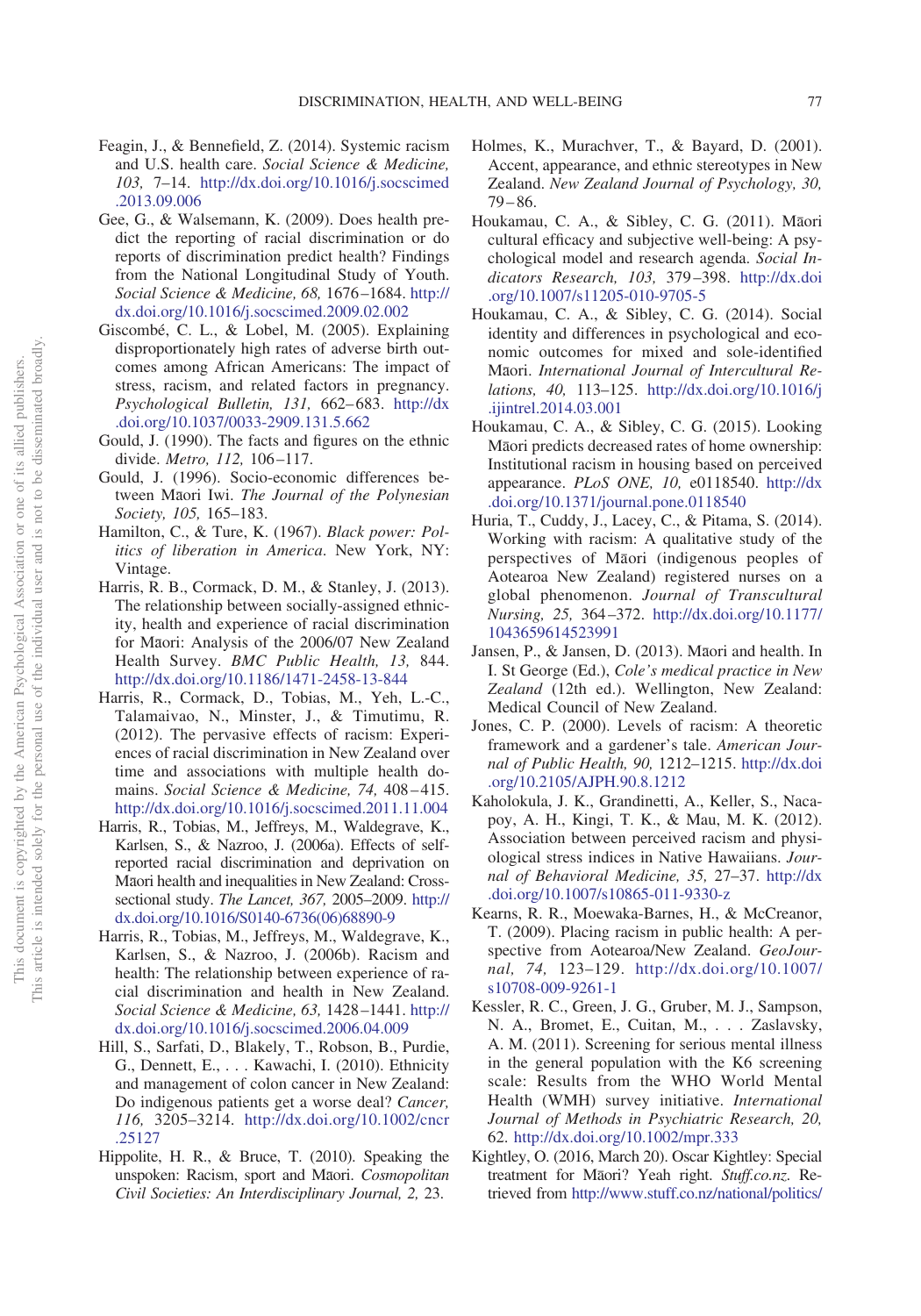Feagin, J., & Bennefield, Z. (2014). Systemic racism and U.S. health care. *Social Science & Medicine, 103,* 7–14. http://dx.doi.org/10.1016/j.socscimed.2013.09.006

Gee, G., & Walsemann, K. (2009). Does health predict the reporting of racial discrimination or do reports of discrimination predict health? Findings from the National Longitudinal Study of Youth. *Social Science & Medicine, 68,* 1676–1684. http://dx.doi.org/10.1016/j.socscimed.2009.02.002

Giscombé, C. L., & Lobel, M. (2005). Explaining disproportionately high rates of adverse birth outcomes among African Americans: The impact of stress, racism, and related factors in pregnancy. *Psychological Bulletin, 131,* 662–683. http://dx.doi.org/10.1037/0033-2909.131.5.662

Gould, J. (1990). The facts and figures on the ethnic divide. *Metro, 112,* 106–117.

Gould, J. (1996). Socio-economic differences between Māori Iwi. *The Journal of the Polynesian Society, 105,* 165–183.

Hamilton, C., & Ture, K. (1967). *Black power: Politics of liberation in America*. New York, NY: Vintage.

Harris, R. B., Cormack, D. M., & Stanley, J. (2013). The relationship between socially-assigned ethnicity, health and experience of racial discrimination for Māori: Analysis of the 2006/07 New Zealand Health Survey. *BMC Public Health, 13,* 844. http://dx.doi.org/10.1186/1471-2458-13-844

Harris, R., Cormack, D., Tobias, M., Yeh, L.-C., Talamaivao, N., Minster, J., & Timutimu, R. (2012). The pervasive effects of racism: Experiences of racial discrimination in New Zealand over time and associations with multiple health domains. *Social Science & Medicine, 74,* 408–415. http://dx.doi.org/10.1016/j.socscimed.2011.11.004

Harris, R., Tobias, M., Jeffreys, M., Waldegrave, K., Karlsen, S., & Nazroo, J. (2006a). Effects of self-reported racial discrimination and deprivation on Māori health and inequalities in New Zealand: Cross-sectional study. *The Lancet, 367,* 2005–2009. http://dx.doi.org/10.1016/S0140-6736(06)68890-9

Harris, R., Tobias, M., Jeffreys, M., Waldegrave, K., Karlsen, S., & Nazroo, J. (2006b). Racism and health: The relationship between experience of racial discrimination and health in New Zealand. *Social Science & Medicine, 63,* 1428–1441. http://dx.doi.org/10.1016/j.socscimed.2006.04.009

Hill, S., Sarfati, D., Blakely, T., Robson, B., Purdie, G., Dennett, E., . . . Kawachi, I. (2010). Ethnicity and management of colon cancer in New Zealand: Do indigenous patients get a worse deal? *Cancer, 116,* 3205–3214. http://dx.doi.org/10.1002/cncr.25127

Hippolite, H. R., & Bruce, T. (2010). Speaking the unspoken: Racism, sport and Māori. *Cosmopolitan Civil Societies: An Interdisciplinary Journal, 2,* 23.

Holmes, K., Murachver, T., & Bayard, D. (2001). Accent, appearance, and ethnic stereotypes in New Zealand. *New Zealand Journal of Psychology, 30,* 79–86.

Houkamau, C. A., & Sibley, C. G. (2011). Māori cultural efficacy and subjective well-being: A psychological model and research agenda. *Social Indicators Research, 103,* 379–398. http://dx.doi.org/10.1007/s11205-010-9705-5

Houkamau, C. A., & Sibley, C. G. (2014). Social identity and differences in psychological and economic outcomes for mixed and sole-identified Māori. *International Journal of Intercultural Relations, 40,* 113–125. http://dx.doi.org/10.1016/j.ijintrel.2014.03.001

Houkamau, C. A., & Sibley, C. G. (2015). Looking Māori predicts decreased rates of home ownership: Institutional racism in housing based on perceived appearance. *PLoS ONE, 10,* e0118540. http://dx.doi.org/10.1371/journal.pone.0118540

Huria, T., Cuddy, J., Lacey, C., & Pitama, S. (2014). Working with racism: A qualitative study of the perspectives of Māori (indigenous peoples of Aotearoa New Zealand) registered nurses on a global phenomenon. *Journal of Transcultural Nursing, 25,* 364–372. http://dx.doi.org/10.1177/1043659614523991

Jansen, P., & Jansen, D. (2013). Māori and health. In I. St George (Ed.), *Cole's medical practice in New Zealand* (12th ed.). Wellington, New Zealand: Medical Council of New Zealand.

Jones, C. P. (2000). Levels of racism: A theoretic framework and a gardener's tale. *American Journal of Public Health, 90,* 1212–1215. http://dx.doi.org/10.2105/AJPH.90.8.1212

Kaholokula, J. K., Grandinetti, A., Keller, S., Nacapoy, A. H., Kingi, T. K., & Mau, M. K. (2012). Association between perceived racism and physiological stress indices in Native Hawaiians. *Journal of Behavioral Medicine, 35,* 27–37. http://dx.doi.org/10.1007/s10865-011-9330-z

Kearns, R. R., Moewaka-Barnes, H., & McCreanor, T. (2009). Placing racism in public health: A perspective from Aotearoa/New Zealand. *GeoJournal, 74,* 123–129. http://dx.doi.org/10.1007/s10708-009-9261-1

Kessler, R. C., Green, J. G., Gruber, M. J., Sampson, N. A., Bromet, E., Cuitan, M., . . . Zaslavsky, A. M. (2011). Screening for serious mental illness in the general population with the K6 screening scale: Results from the WHO World Mental Health (WMH) survey initiative. *International Journal of Methods in Psychiatric Research, 20,* 62. http://dx.doi.org/10.1002/mpr.333

Kightley, O. (2016, March 20). Oscar Kightley: Special treatment for Māori? Yeah right. *Stuff.co.nz.* Retrieved from http://www.stuff.co.nz/national/politics/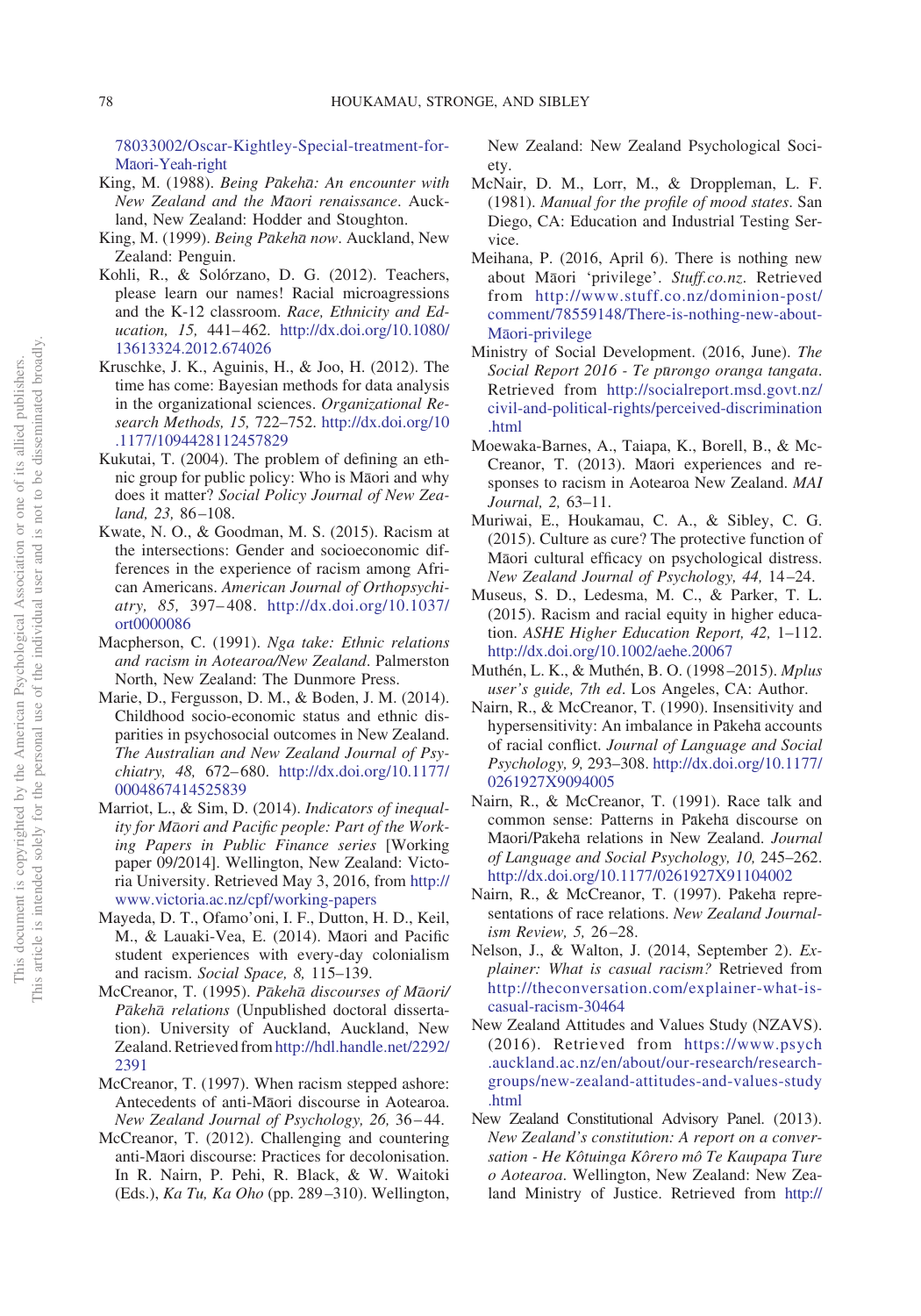78033002/Oscar-Kightley-Special-treatment-for-Māori-Yeah-right

King, M. (1988). *Being Pākehā: An encounter with New Zealand and the Māori renaissance*. Auckland, New Zealand: Hodder and Stoughton.

King, M. (1999). *Being Pākehā now*. Auckland, New Zealand: Penguin.

Kohli, R., & Solórzano, D. G. (2012). Teachers, please learn our names! Racial microagressions and the K-12 classroom. *Race, Ethnicity and Education, 15,* 441–462. http://dx.doi.org/10.1080/13613324.2012.674026

Kruschke, J. K., Aguinis, H., & Joo, H. (2012). The time has come: Bayesian methods for data analysis in the organizational sciences. *Organizational Research Methods, 15,* 722–752. http://dx.doi.org/10.1177/1094428112457829

Kukutai, T. (2004). The problem of defining an ethnic group for public policy: Who is Māori and why does it matter? *Social Policy Journal of New Zealand, 23,* 86–108.

Kwate, N. O., & Goodman, M. S. (2015). Racism at the intersections: Gender and socioeconomic differences in the experience of racism among African Americans. *American Journal of Orthopsychiatry, 85,* 397–408. http://dx.doi.org/10.1037/ort0000086

Macpherson, C. (1991). *Nga take: Ethnic relations and racism in Aotearoa/New Zealand*. Palmerston North, New Zealand: The Dunmore Press.

Marie, D., Fergusson, D. M., & Boden, J. M. (2014). Childhood socio-economic status and ethnic disparities in psychosocial outcomes in New Zealand. *The Australian and New Zealand Journal of Psychiatry, 48,* 672–680. http://dx.doi.org/10.1177/0004867414525839

Marriot, L., & Sim, D. (2014). *Indicators of inequality for Māori and Pacific people: Part of the Working Papers in Public Finance series* [Working paper 09/2014]. Wellington, New Zealand: Victoria University. Retrieved May 3, 2016, from http://www.victoria.ac.nz/cpf/working-papers

Mayeda, D. T., Ofamo'oni, I. F., Dutton, H. D., Keil, M., & Lauaki-Vea, E. (2014). Māori and Pacific student experiences with every-day colonialism and racism. *Social Space, 8,* 115–139.

McCreanor, T. (1995). *Pākehā discourses of Māori/Pākehā relations* (Unpublished doctoral dissertation). University of Auckland, Auckland, New Zealand. Retrieved from http://hdl.handle.net/2292/2391

McCreanor, T. (1997). When racism stepped ashore: Antecedents of anti-Māori discourse in Aotearoa. *New Zealand Journal of Psychology, 26,* 36–44.

McCreanor, T. (2012). Challenging and countering anti-Māori discourse: Practices for decolonisation. In R. Nairn, P. Pehi, R. Black, & W. Waitoki (Eds.), *Ka Tu, Ka Oho* (pp. 289–310). Wellington, New Zealand: New Zealand Psychological Society.

McNair, D. M., Lorr, M., & Droppleman, L. F. (1981). *Manual for the profile of mood states*. San Diego, CA: Education and Industrial Testing Service.

Meihana, P. (2016, April 6). There is nothing new about Māori 'privilege'. *Stuff.co.nz*. Retrieved from http://www.stuff.co.nz/dominion-post/comment/78559148/There-is-nothing-new-about-Māori-privilege

Ministry of Social Development. (2016, June). *The Social Report 2016 - Te pūrongo oranga tangata*. Retrieved from http://socialreport.msd.govt.nz/civil-and-political-rights/perceived-discrimination.html

Moewaka-Barnes, A., Taiapa, K., Borell, B., & McCreanor, T. (2013). Māori experiences and responses to racism in Aotearoa New Zealand. *MAI Journal, 2,* 63–11.

Muriwai, E., Houkamau, C. A., & Sibley, C. G. (2015). Culture as cure? The protective function of Māori cultural efficacy on psychological distress. *New Zealand Journal of Psychology, 44,* 14–24.

Museus, S. D., Ledesma, M. C., & Parker, T. L. (2015). Racism and racial equity in higher education. *ASHE Higher Education Report, 42,* 1–112. http://dx.doi.org/10.1002/aehe.20067

Muthén, L. K., & Muthén, B. O. (1998–2015). *Mplus user's guide, 7th ed*. Los Angeles, CA: Author.

Nairn, R., & McCreanor, T. (1990). Insensitivity and hypersensitivity: An imbalance in Pākehā accounts of racial conflict. *Journal of Language and Social Psychology, 9,* 293–308. http://dx.doi.org/10.1177/0261927X9094005

Nairn, R., & McCreanor, T. (1991). Race talk and common sense: Patterns in Pākehā discourse on Māori/Pākehā relations in New Zealand. *Journal of Language and Social Psychology, 10,* 245–262. http://dx.doi.org/10.1177/0261927X91104002

Nairn, R., & McCreanor, T. (1997). Pākehā representations of race relations. *New Zealand Journalism Review, 5,* 26–28.

Nelson, J., & Walton, J. (2014, September 2). *Explainer: What is casual racism?* Retrieved from http://theconversation.com/explainer-what-is-casual-racism-30464

New Zealand Attitudes and Values Study (NZAVS). (2016). Retrieved from https://www.psych.auckland.ac.nz/en/about/our-research/research-groups/new-zealand-attitudes-and-values-study.html

New Zealand Constitutional Advisory Panel. (2013). *New Zealand's constitution: A report on a conversation - He Kôtuinga Kôrero mô Te Kaupapa Ture o Aotearoa*. Wellington, New Zealand: New Zealand Ministry of Justice. Retrieved from http://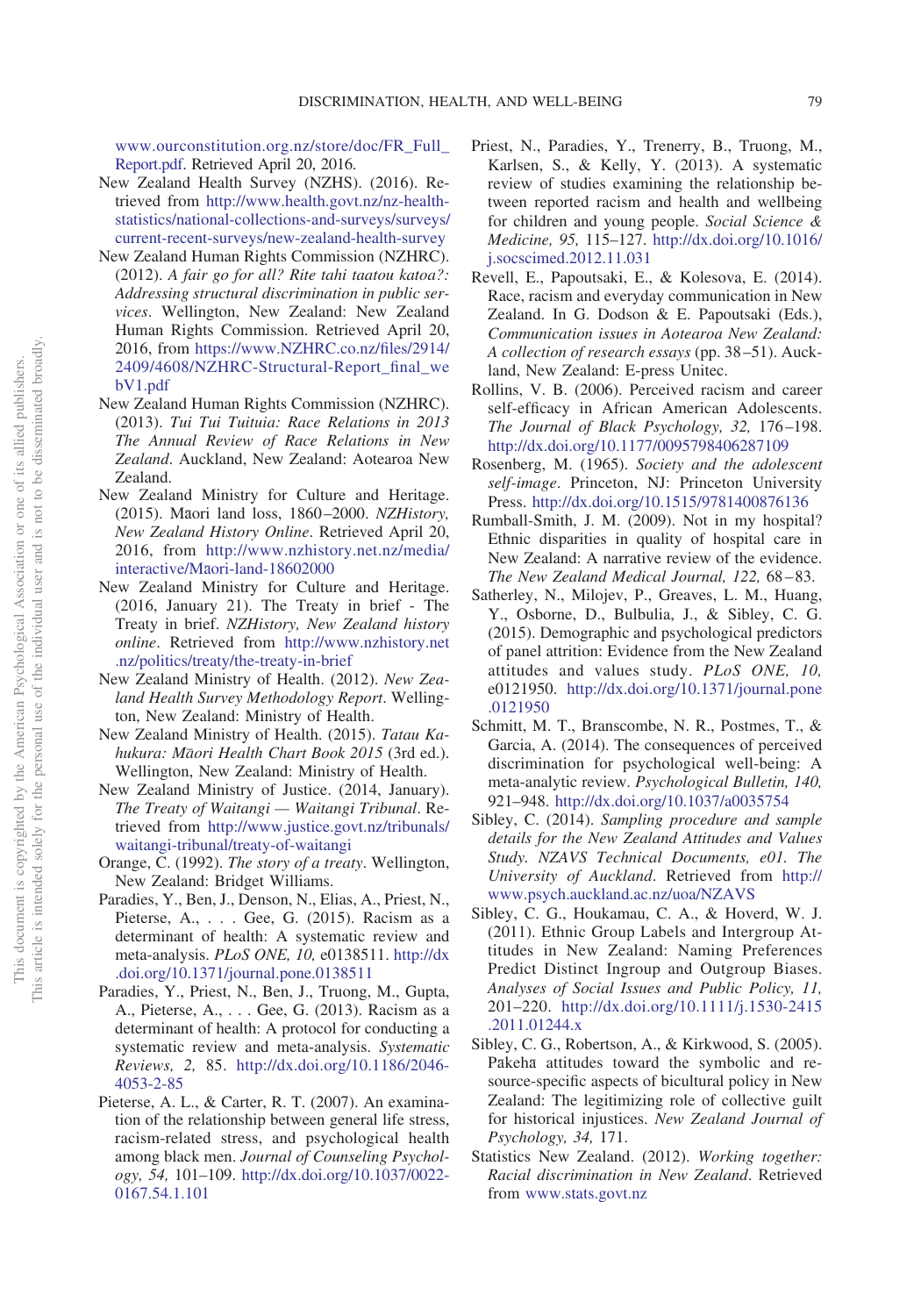www.ourconstitution.org.nz/store/doc/FR_Full_Report.pdf. Retrieved April 20, 2016.

New Zealand Health Survey (NZHS). (2016). Retrieved from http://www.health.govt.nz/nz-health-statistics/national-collections-and-surveys/surveys/current-recent-surveys/new-zealand-health-survey

New Zealand Human Rights Commission (NZHRC). (2012). *A fair go for all? Rite tahi taatou katoa?: Addressing structural discrimination in public services*. Wellington, New Zealand: New Zealand Human Rights Commission. Retrieved April 20, 2016, from https://www.NZHRC.co.nz/files/2914/2409/4608/NZHRC-Structural-Report_final_webV1.pdf

New Zealand Human Rights Commission (NZHRC). (2013). *Tui Tui Tuituia: Race Relations in 2013 The Annual Review of Race Relations in New Zealand*. Auckland, New Zealand: Aotearoa New Zealand.

New Zealand Ministry for Culture and Heritage. (2015). Māori land loss, 1860–2000. *NZHistory, New Zealand History Online*. Retrieved April 20, 2016, from http://www.nzhistory.net.nz/media/interactive/Māori-land-18602000

New Zealand Ministry for Culture and Heritage. (2016, January 21). The Treaty in brief - The Treaty in brief. *NZHistory, New Zealand history online*. Retrieved from http://www.nzhistory.net.nz/politics/treaty/the-treaty-in-brief

New Zealand Ministry of Health. (2012). *New Zealand Health Survey Methodology Report*. Wellington, New Zealand: Ministry of Health.

New Zealand Ministry of Health. (2015). *Tatau Kahukura: Māori Health Chart Book 2015* (3rd ed.). Wellington, New Zealand: Ministry of Health.

New Zealand Ministry of Justice. (2014, January). *The Treaty of Waitangi — Waitangi Tribunal*. Retrieved from http://www.justice.govt.nz/tribunals/waitangi-tribunal/treaty-of-waitangi

Orange, C. (1992). *The story of a treaty*. Wellington, New Zealand: Bridget Williams.

Paradies, Y., Ben, J., Denson, N., Elias, A., Priest, N., Pieterse, A., . . . Gee, G. (2015). Racism as a determinant of health: A systematic review and meta-analysis. *PLoS ONE, 10,* e0138511. http://dx.doi.org/10.1371/journal.pone.0138511

Paradies, Y., Priest, N., Ben, J., Truong, M., Gupta, A., Pieterse, A., . . . Gee, G. (2013). Racism as a determinant of health: A protocol for conducting a systematic review and meta-analysis. *Systematic Reviews, 2,* 85. http://dx.doi.org/10.1186/2046-4053-2-85

Pieterse, A. L., & Carter, R. T. (2007). An examination of the relationship between general life stress, racism-related stress, and psychological health among black men. *Journal of Counseling Psychology, 54,* 101–109. http://dx.doi.org/10.1037/0022-0167.54.1.101

Priest, N., Paradies, Y., Trenerry, B., Truong, M., Karlsen, S., & Kelly, Y. (2013). A systematic review of studies examining the relationship between reported racism and health and wellbeing for children and young people. *Social Science & Medicine, 95,* 115–127. http://dx.doi.org/10.1016/j.socscimed.2012.11.031

Revell, E., Papoutsaki, E., & Kolesova, E. (2014). Race, racism and everyday communication in New Zealand. In G. Dodson & E. Papoutsaki (Eds.), *Communication issues in Aotearoa New Zealand: A collection of research essays* (pp. 38–51). Auckland, New Zealand: E-press Unitec.

Rollins, V. B. (2006). Perceived racism and career self-efficacy in African American Adolescents. *The Journal of Black Psychology, 32,* 176–198. http://dx.doi.org/10.1177/0095798406287109

Rosenberg, M. (1965). *Society and the adolescent self-image*. Princeton, NJ: Princeton University Press. http://dx.doi.org/10.1515/9781400876136

Rumball-Smith, J. M. (2009). Not in my hospital? Ethnic disparities in quality of hospital care in New Zealand: A narrative review of the evidence. *The New Zealand Medical Journal, 122,* 68–83.

Satherley, N., Milojev, P., Greaves, L. M., Huang, Y., Osborne, D., Bulbulia, J., & Sibley, C. G. (2015). Demographic and psychological predictors of panel attrition: Evidence from the New Zealand attitudes and values study. *PLoS ONE, 10,* e0121950. http://dx.doi.org/10.1371/journal.pone.0121950

Schmitt, M. T., Branscombe, N. R., Postmes, T., & Garcia, A. (2014). The consequences of perceived discrimination for psychological well-being: A meta-analytic review. *Psychological Bulletin, 140,* 921–948. http://dx.doi.org/10.1037/a0035754

Sibley, C. (2014). *Sampling procedure and sample details for the New Zealand Attitudes and Values Study. NZAVS Technical Documents, e01. The University of Auckland*. Retrieved from http://www.psych.auckland.ac.nz/uoa/NZAVS

Sibley, C. G., Houkamau, C. A., & Hoverd, W. J. (2011). Ethnic Group Labels and Intergroup Attitudes in New Zealand: Naming Preferences Predict Distinct Ingroup and Outgroup Biases. *Analyses of Social Issues and Public Policy, 11,* 201–220. http://dx.doi.org/10.1111/j.1530-2415.2011.01244.x

Sibley, C. G., Robertson, A., & Kirkwood, S. (2005). Pakehā attitudes toward the symbolic and resource-specific aspects of bicultural policy in New Zealand: The legitimizing role of collective guilt for historical injustices. *New Zealand Journal of Psychology, 34,* 171.

Statistics New Zealand. (2012). *Working together: Racial discrimination in New Zealand*. Retrieved from www.stats.govt.nz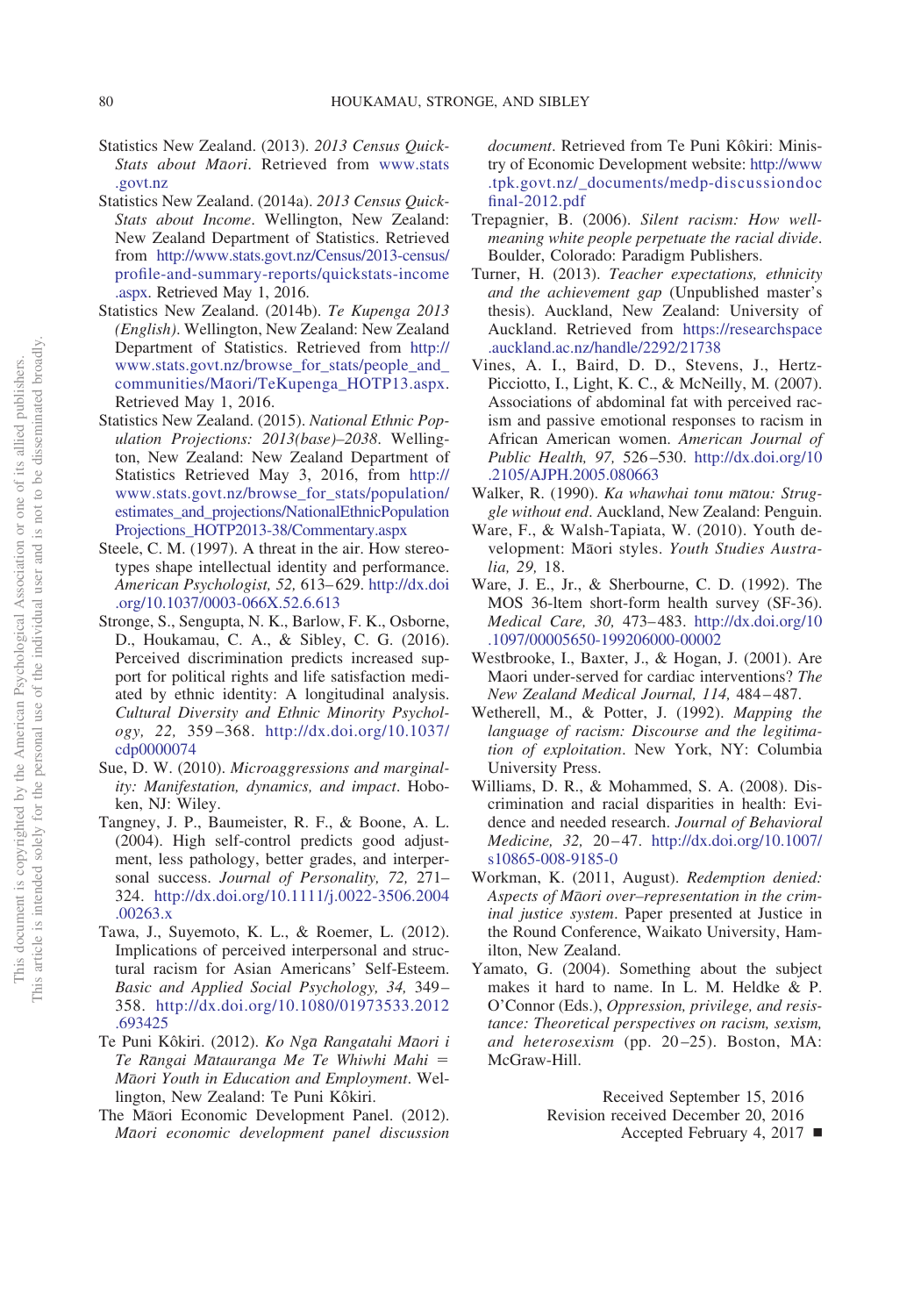Statistics New Zealand. (2013). *2013 Census QuickStats about Māori*. Retrieved from www.stats.govt.nz

Statistics New Zealand. (2014a). *2013 Census QuickStats about Income*. Wellington, New Zealand: New Zealand Department of Statistics. Retrieved from http://www.stats.govt.nz/Census/2013-census/profile-and-summary-reports/quickstats-income.aspx. Retrieved May 1, 2016.

Statistics New Zealand. (2014b). *Te Kupenga 2013 (English)*. Wellington, New Zealand: New Zealand Department of Statistics. Retrieved from http://www.stats.govt.nz/browse_for_stats/people_and_communities/Māori/TeKupenga_HOTP13.aspx. Retrieved May 1, 2016.

Statistics New Zealand. (2015). *National Ethnic Population Projections: 2013(base)–2038*. Wellington, New Zealand: New Zealand Department of Statistics Retrieved May 3, 2016, from http://www.stats.govt.nz/browse_for_stats/population/estimates_and_projections/NationalEthnicPopulationProjections_HOTP2013-38/Commentary.aspx

Steele, C. M. (1997). A threat in the air. How stereotypes shape intellectual identity and performance. *American Psychologist, 52,* 613–629. http://dx.doi.org/10.1037/0003-066X.52.6.613

Stronge, S., Sengupta, N. K., Barlow, F. K., Osborne, D., Houkamau, C. A., & Sibley, C. G. (2016). Perceived discrimination predicts increased support for political rights and life satisfaction mediated by ethnic identity: A longitudinal analysis. *Cultural Diversity and Ethnic Minority Psychology, 22,* 359–368. http://dx.doi.org/10.1037/cdp0000074

Sue, D. W. (2010). *Microaggressions and marginality: Manifestation, dynamics, and impact*. Hoboken, NJ: Wiley.

Tangney, J. P., Baumeister, R. F., & Boone, A. L. (2004). High self-control predicts good adjustment, less pathology, better grades, and interpersonal success. *Journal of Personality, 72,* 271–324. http://dx.doi.org/10.1111/j.0022-3506.2004.00263.x

Tawa, J., Suyemoto, K. L., & Roemer, L. (2012). Implications of perceived interpersonal and structural racism for Asian Americans' Self-Esteem. *Basic and Applied Social Psychology, 34,* 349–358. http://dx.doi.org/10.1080/01973533.2012.693425

Te Puni Kôkiri. (2012). *Ko Ngā Rangatahi Māori i Te Rāngai Mātauranga Me Te Whiwhi Mahi = Māori Youth in Education and Employment*. Wellington, New Zealand: Te Puni Kôkiri.

The Māori Economic Development Panel. (2012). *Māori economic development panel discussion document*. Retrieved from Te Puni Kôkiri: Ministry of Economic Development website: http://www.tpk.govt.nz/_documents/medp-discussiondocfinal-2012.pdf

Trepagnier, B. (2006). *Silent racism: How well-meaning white people perpetuate the racial divide*. Boulder, Colorado: Paradigm Publishers.

Turner, H. (2013). *Teacher expectations, ethnicity and the achievement gap* (Unpublished master's thesis). Auckland, New Zealand: University of Auckland. Retrieved from https://researchspace.auckland.ac.nz/handle/2292/21738

Vines, A. I., Baird, D. D., Stevens, J., Hertz-Picciotto, I., Light, K. C., & McNeilly, M. (2007). Associations of abdominal fat with perceived racism and passive emotional responses to racism in African American women. *American Journal of Public Health, 97,* 526–530. http://dx.doi.org/10.2105/AJPH.2005.080663

Walker, R. (1990). *Ka whawhai tonu mātou: Struggle without end*. Auckland, New Zealand: Penguin.

Ware, F., & Walsh-Tapiata, W. (2010). Youth development: Māori styles. *Youth Studies Australia, 29,* 18.

Ware, J. E., Jr., & Sherbourne, C. D. (1992). The MOS 36-ltem short-form health survey (SF-36). *Medical Care, 30,* 473–483. http://dx.doi.org/10.1097/00005650-199206000-00002

Westbrooke, I., Baxter, J., & Hogan, J. (2001). Are Maori under-served for cardiac interventions? *The New Zealand Medical Journal, 114,* 484–487.

Wetherell, M., & Potter, J. (1992). *Mapping the language of racism: Discourse and the legitimation of exploitation*. New York, NY: Columbia University Press.

Williams, D. R., & Mohammed, S. A. (2008). Discrimination and racial disparities in health: Evidence and needed research. *Journal of Behavioral Medicine, 32,* 20–47. http://dx.doi.org/10.1007/s10865-008-9185-0

Workman, K. (2011, August). *Redemption denied: Aspects of Māori over–representation in the criminal justice system*. Paper presented at Justice in the Round Conference, Waikato University, Hamilton, New Zealand.

Yamato, G. (2004). Something about the subject makes it hard to name. In L. M. Heldke & P. O'Connor (Eds.), *Oppression, privilege, and resistance: Theoretical perspectives on racism, sexism, and heterosexism* (pp. 20–25). Boston, MA: McGraw-Hill.

Received September 15, 2016
Revision received December 20, 2016
Accepted February 4, 2017 ■